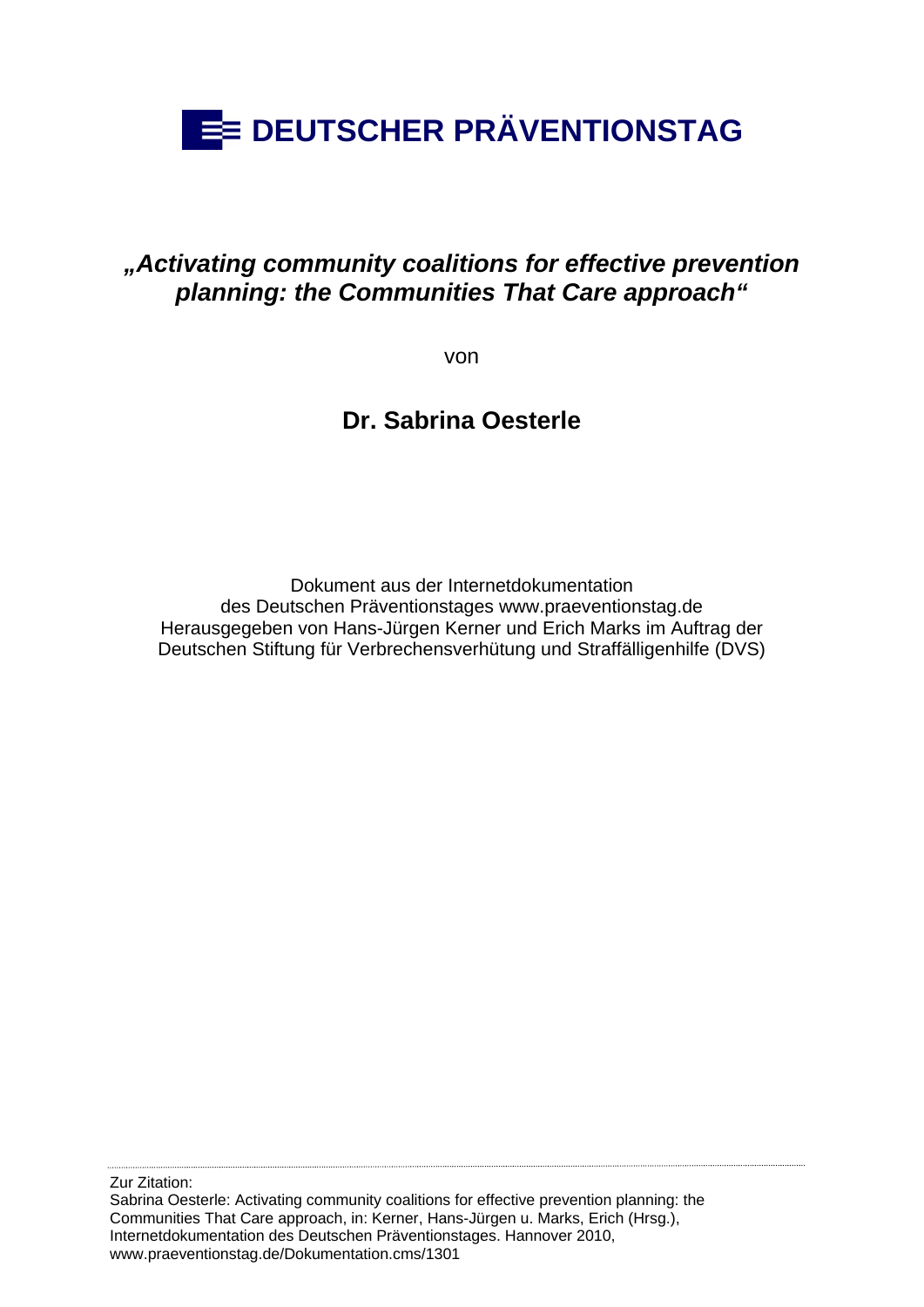# DEUTSCHER PRÄVENTIONSTAG

## *„Activating community coalitions for effective prevention planning: the Communities That Care approach"*

von

### Dr. Sabrina Oesterle

Dokument aus der Internetdokumentation
des Deutschen Präventionstages www.praeventionstag.de
Herausgegeben von Hans-Jürgen Kerner und Erich Marks im Auftrag der
Deutschen Stiftung für Verbrechensverhütung und Straffälligenhilfe (DVS)

---

Zur Zitation:
Sabrina Oesterle: Activating community coalitions for effective prevention planning: the Communities That Care approach, in: Kerner, Hans-Jürgen u. Marks, Erich (Hrsg.), Internetdokumentation des Deutschen Präventionstages. Hannover 2010, www.praeventionstag.de/Dokumentation.cms/1301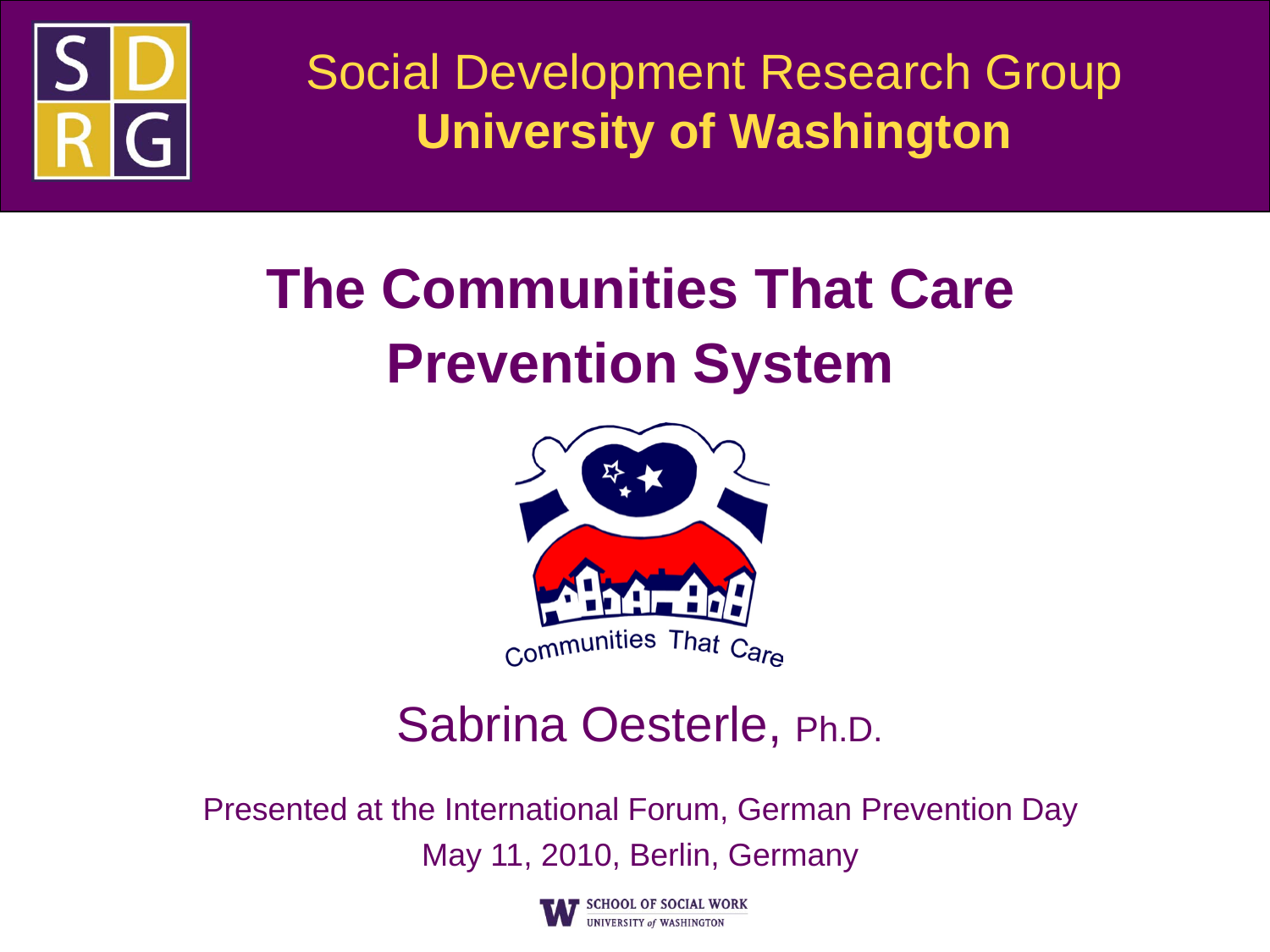Social Development Research Group
**University of Washington**

# The Communities That Care Prevention System

Communities That Care

Sabrina Oesterle, Ph.D.

Presented at the International Forum, German Prevention Day
May 11, 2010, Berlin, Germany

SCHOOL OF SOCIAL WORK
UNIVERSITY of WASHINGTON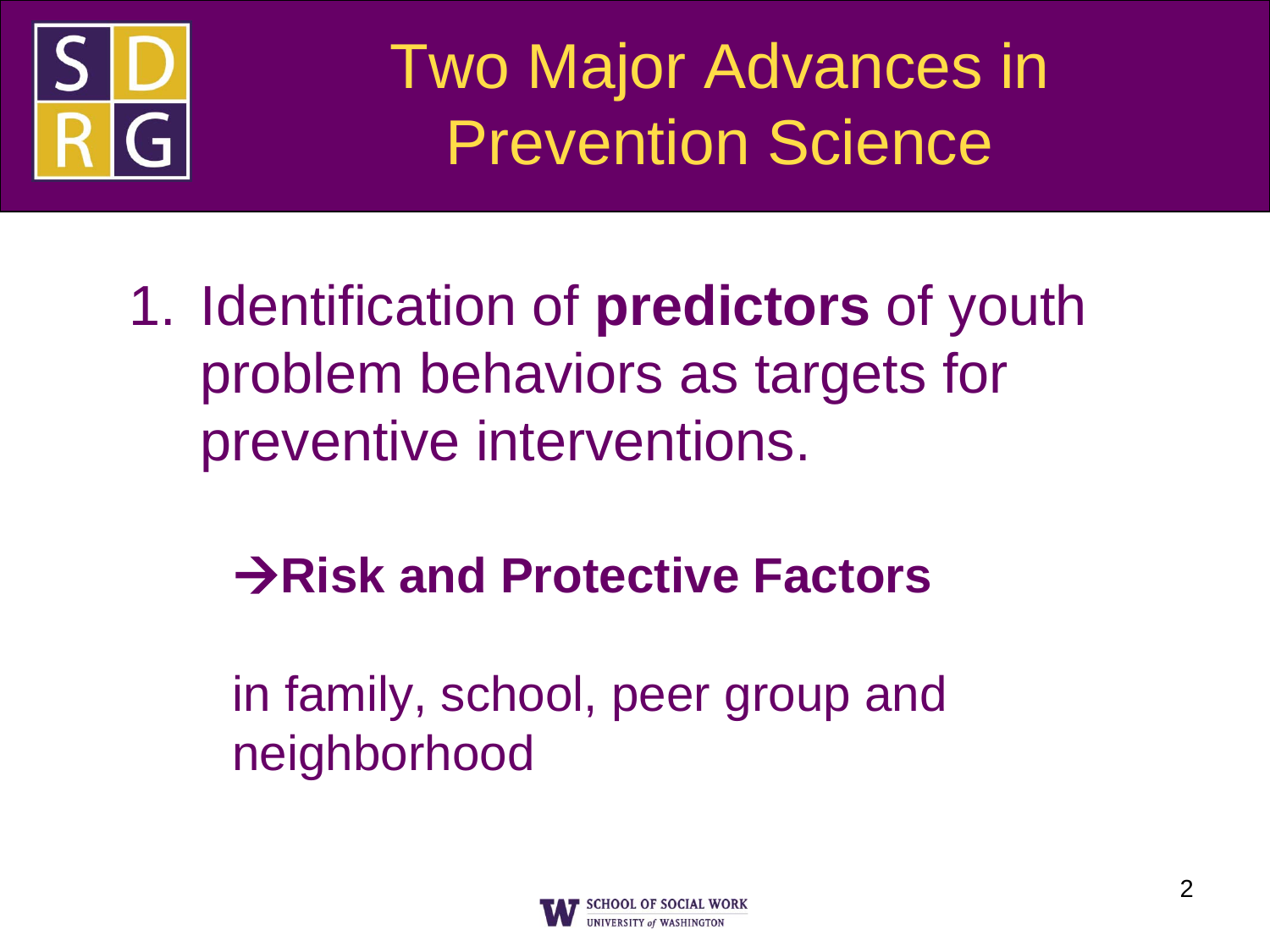# Two Major Advances in Prevention Science

1. Identification of **predictors** of youth problem behaviors as targets for preventive interventions.

   **→Risk and Protective Factors**

   in family, school, peer group and neighborhood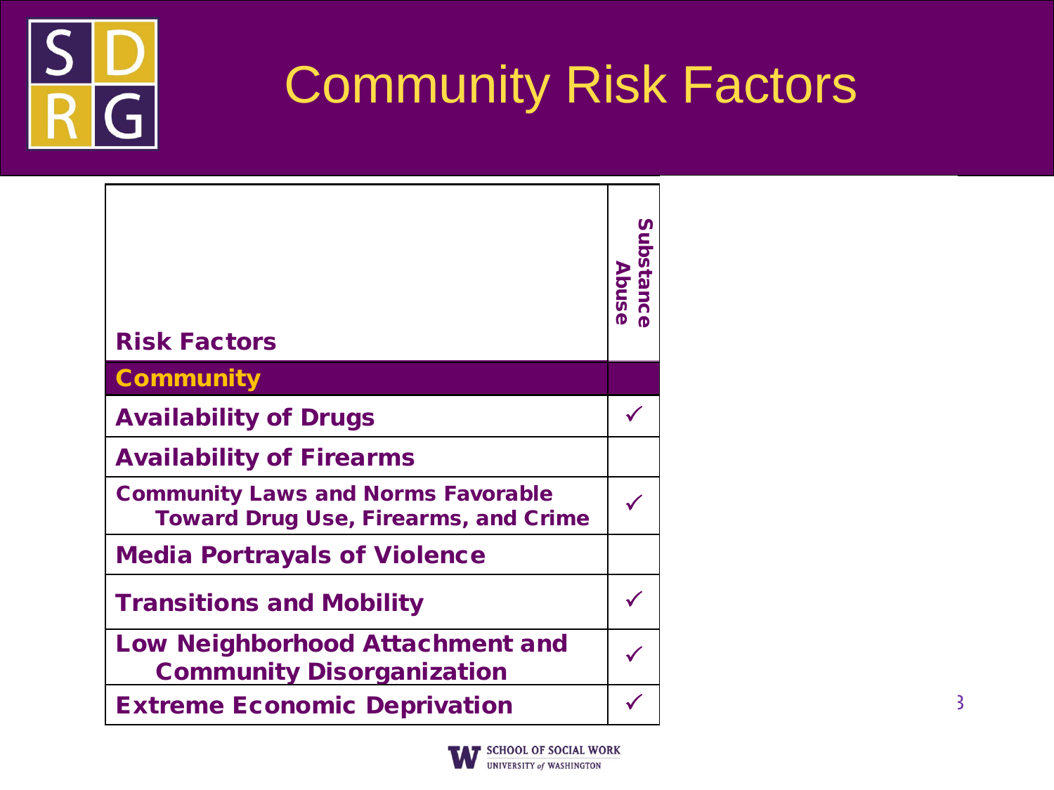# Community Risk Factors

| Risk Factors | Substance Abuse |
|---|---|
| **Community** | |
| Availability of Drugs | ✓ |
| Availability of Firearms | |
| Community Laws and Norms Favorable Toward Drug Use, Firearms, and Crime | ✓ |
| Media Portrayals of Violence | |
| Transitions and Mobility | ✓ |
| Low Neighborhood Attachment and Community Disorganization | ✓ |
| Extreme Economic Deprivation | ✓ |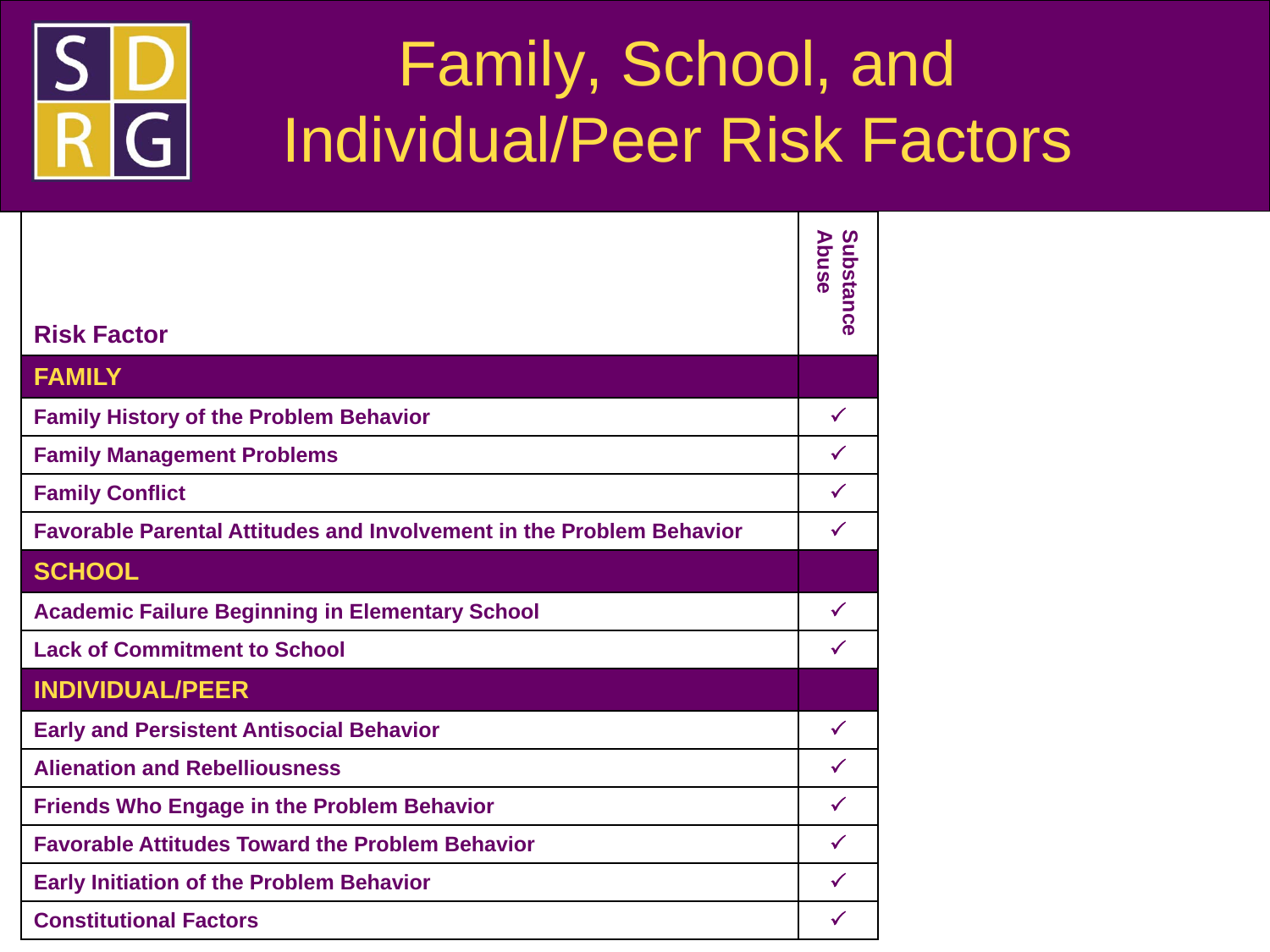# Family, School, and Individual/Peer Risk Factors

| Risk Factor | Substance Abuse |
|---|---|
| **FAMILY** | |
| Family History of the Problem Behavior | ✓ |
| Family Management Problems | ✓ |
| Family Conflict | ✓ |
| Favorable Parental Attitudes and Involvement in the Problem Behavior | ✓ |
| **SCHOOL** | |
| Academic Failure Beginning in Elementary School | ✓ |
| Lack of Commitment to School | ✓ |
| **INDIVIDUAL/PEER** | |
| Early and Persistent Antisocial Behavior | ✓ |
| Alienation and Rebelliousness | ✓ |
| Friends Who Engage in the Problem Behavior | ✓ |
| Favorable Attitudes Toward the Problem Behavior | ✓ |
| Early Initiation of the Problem Behavior | ✓ |
| Constitutional Factors | ✓ |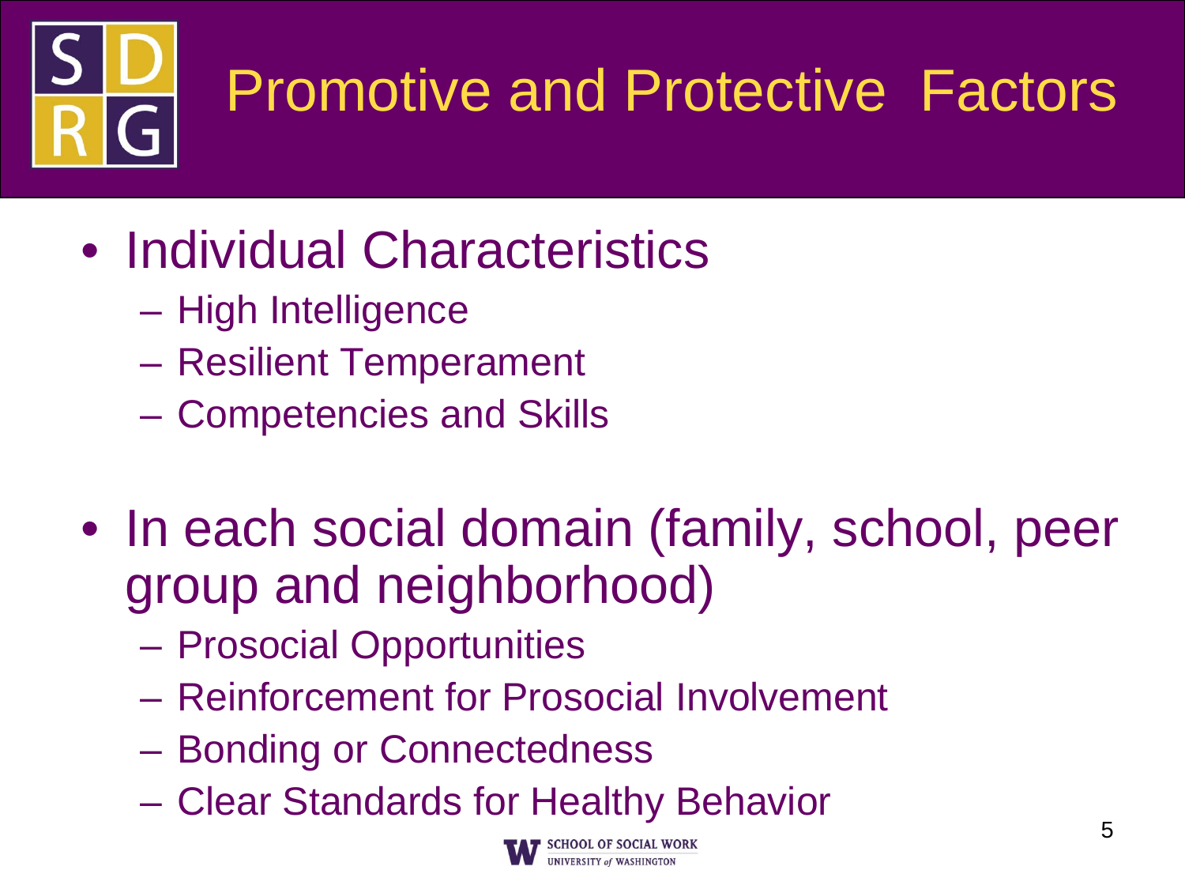# Promotive and Protective Factors

- Individual Characteristics
  - High Intelligence
  - Resilient Temperament
  - Competencies and Skills
- In each social domain (family, school, peer group and neighborhood)
  - Prosocial Opportunities
  - Reinforcement for Prosocial Involvement
  - Bonding or Connectedness
  - Clear Standards for Healthy Behavior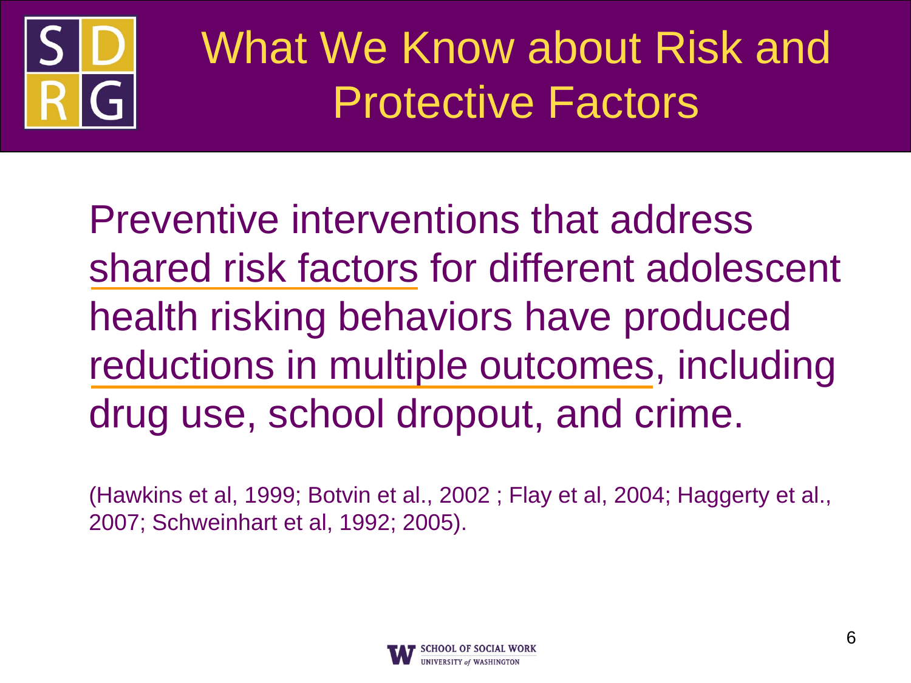# What We Know about Risk and Protective Factors

Preventive interventions that address shared risk factors for different adolescent health risking behaviors have produced reductions in multiple outcomes, including drug use, school dropout, and crime.

(Hawkins et al, 1999; Botvin et al., 2002 ; Flay et al, 2004; Haggerty et al., 2007; Schweinhart et al, 1992; 2005).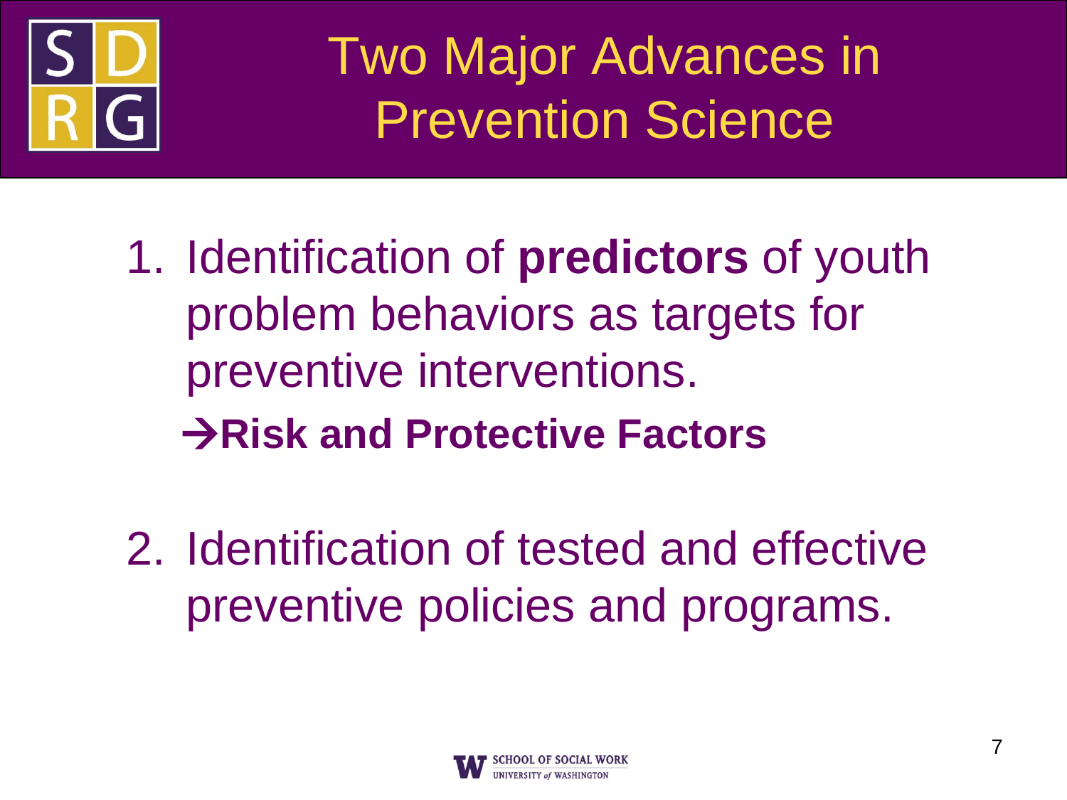# Two Major Advances in Prevention Science

1. Identification of **predictors** of youth problem behaviors as targets for preventive interventions.

   →**Risk and Protective Factors**

2. Identification of tested and effective preventive policies and programs.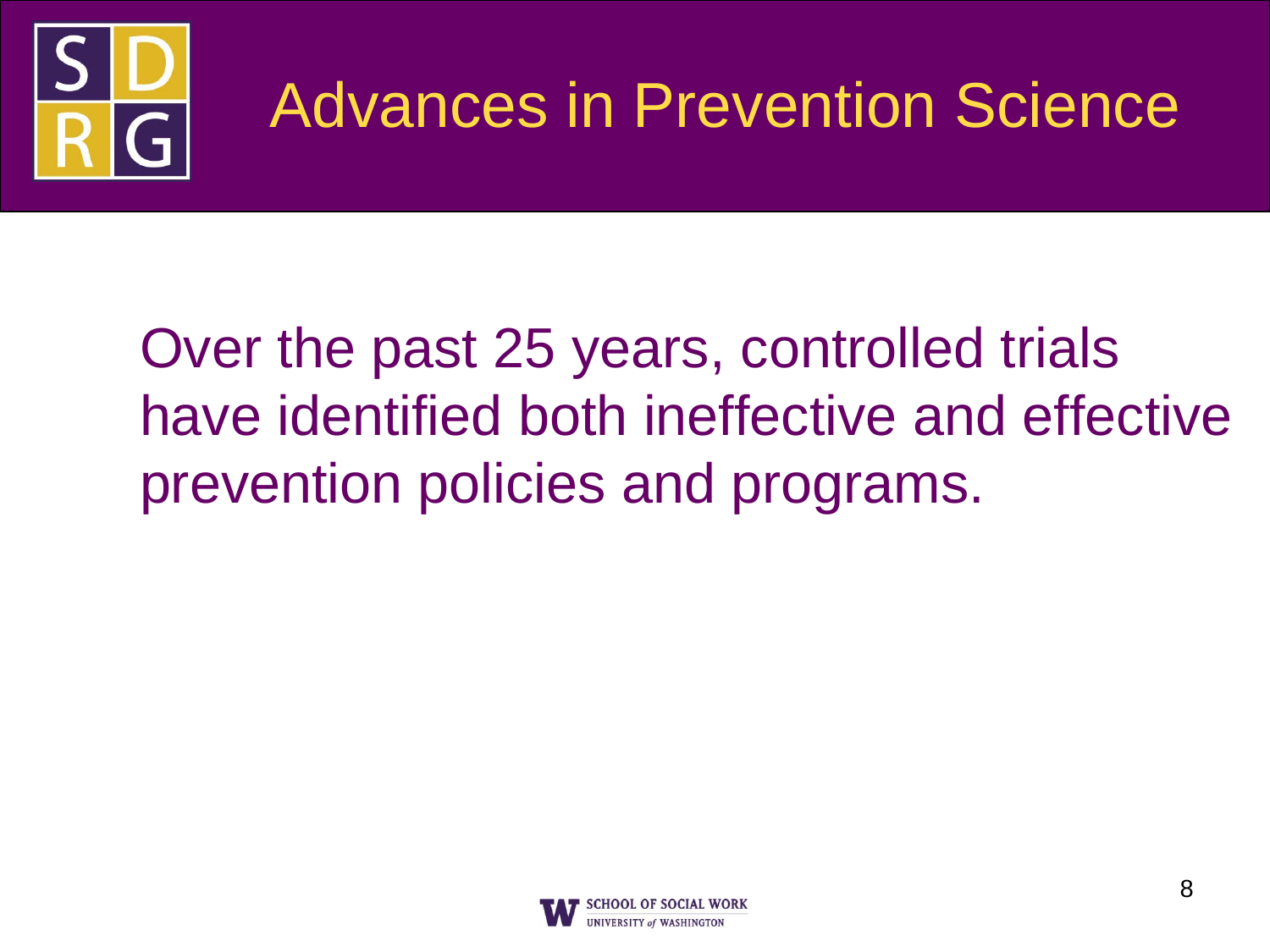# Advances in Prevention Science

Over the past 25 years, controlled trials have identified both ineffective and effective prevention policies and programs.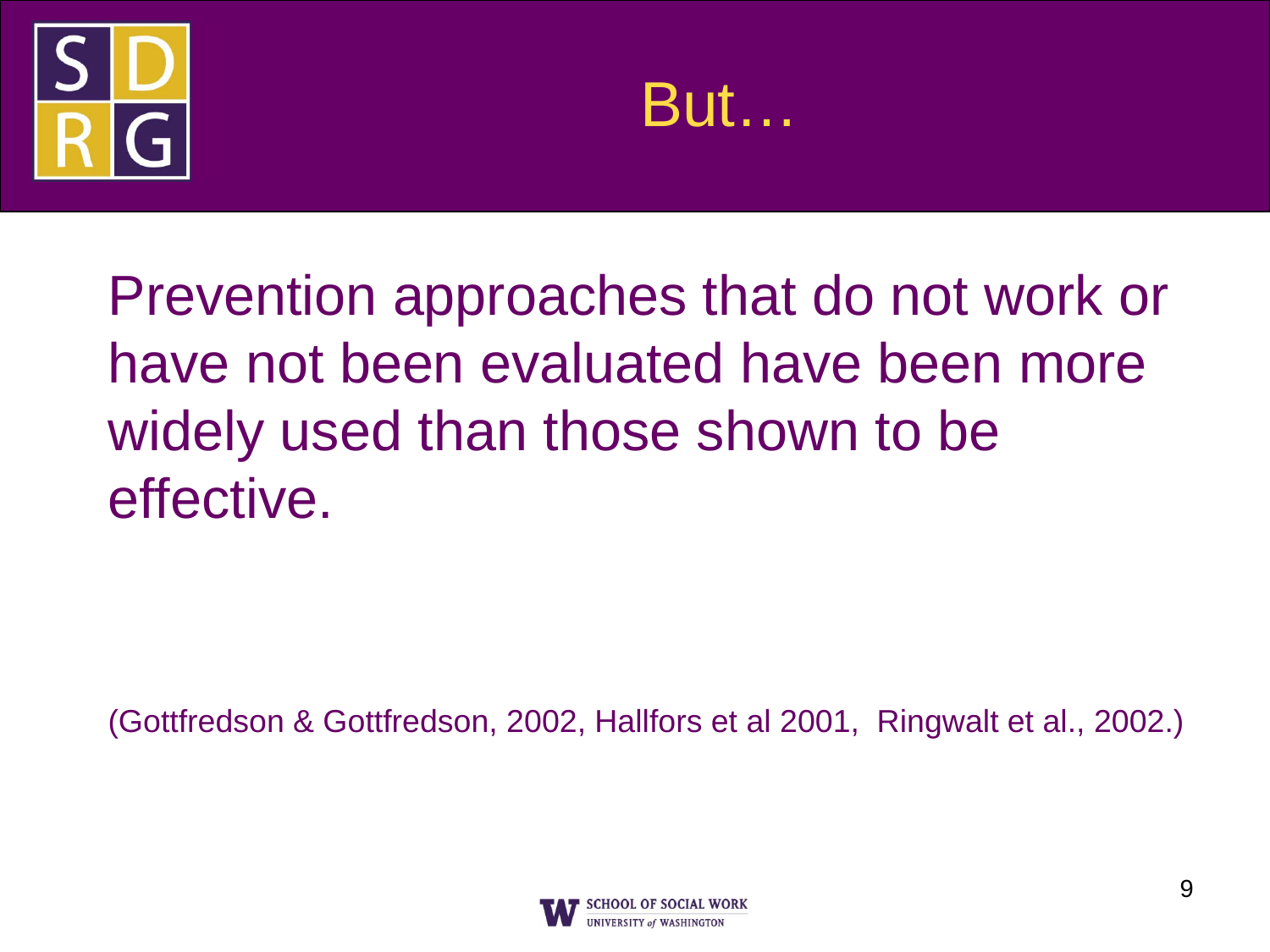# But…

Prevention approaches that do not work or have not been evaluated have been more widely used than those shown to be effective.

(Gottfredson & Gottfredson, 2002, Hallfors et al 2001, Ringwalt et al., 2002.)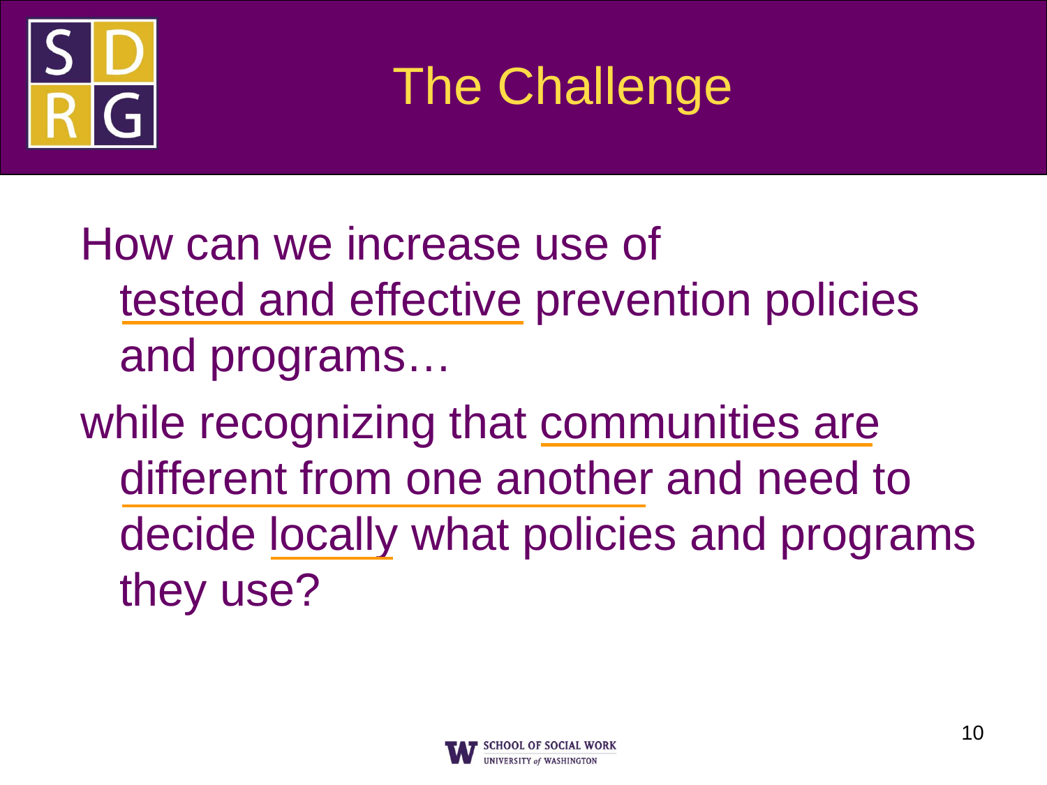# The Challenge

How can we increase use of tested and effective prevention policies and programs…

while recognizing that communities are different from one another and need to decide locally what policies and programs they use?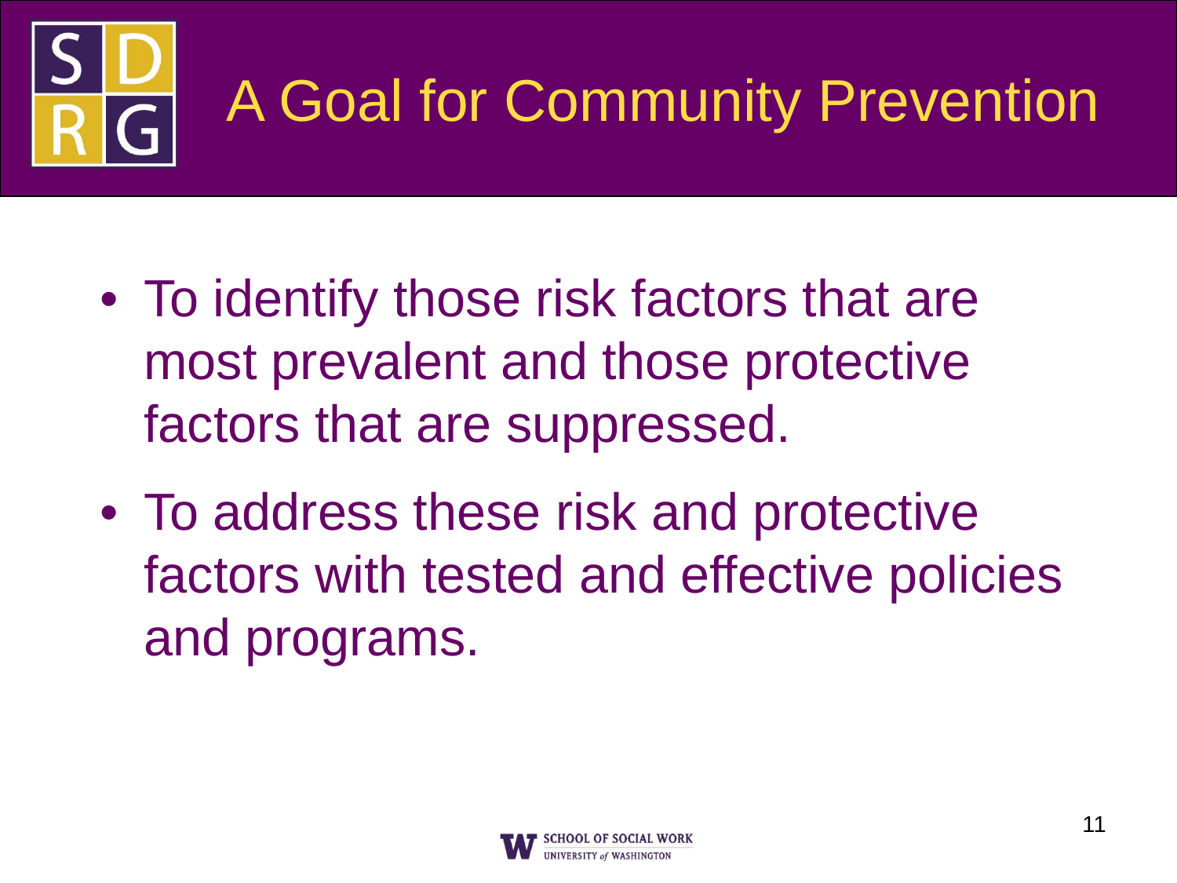# A Goal for Community Prevention

- To identify those risk factors that are most prevalent and those protective factors that are suppressed.
- To address these risk and protective factors with tested and effective policies and programs.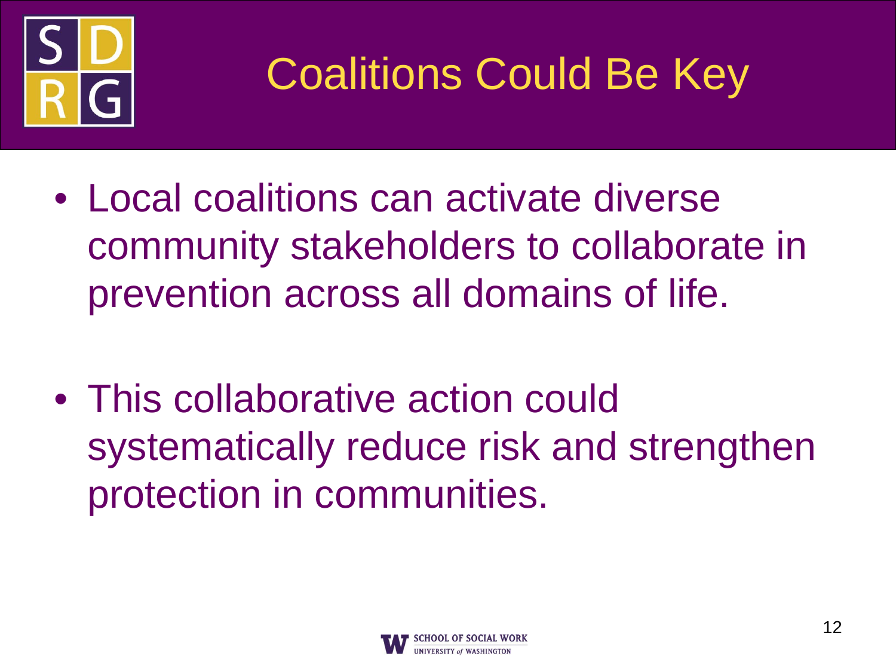# Coalitions Could Be Key

- Local coalitions can activate diverse community stakeholders to collaborate in prevention across all domains of life.

- This collaborative action could systematically reduce risk and strengthen protection in communities.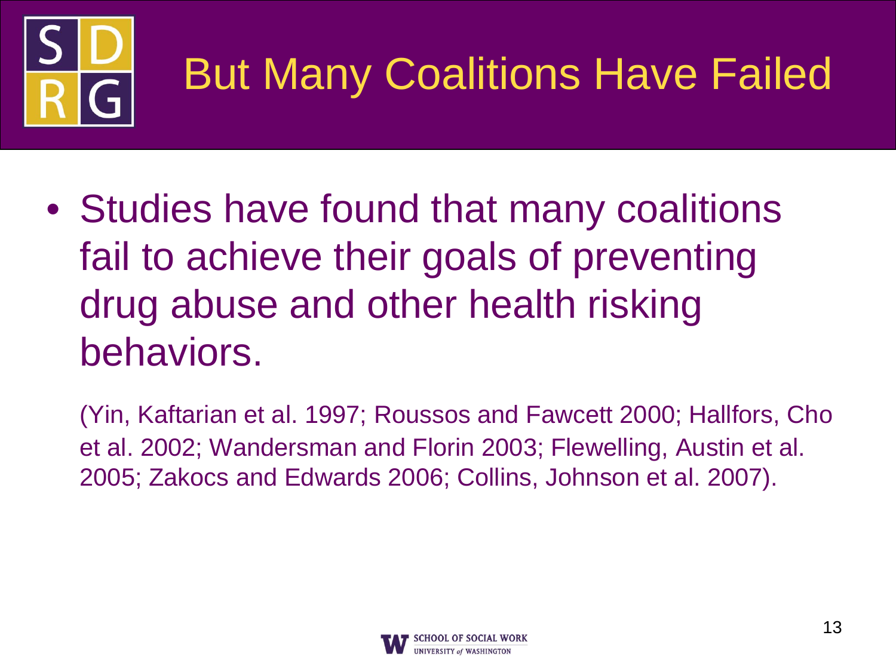# But Many Coalitions Have Failed

- Studies have found that many coalitions fail to achieve their goals of preventing drug abuse and other health risking behaviors.

(Yin, Kaftarian et al. 1997; Roussos and Fawcett 2000; Hallfors, Cho et al. 2002; Wandersman and Florin 2003; Flewelling, Austin et al. 2005; Zakocs and Edwards 2006; Collins, Johnson et al. 2007).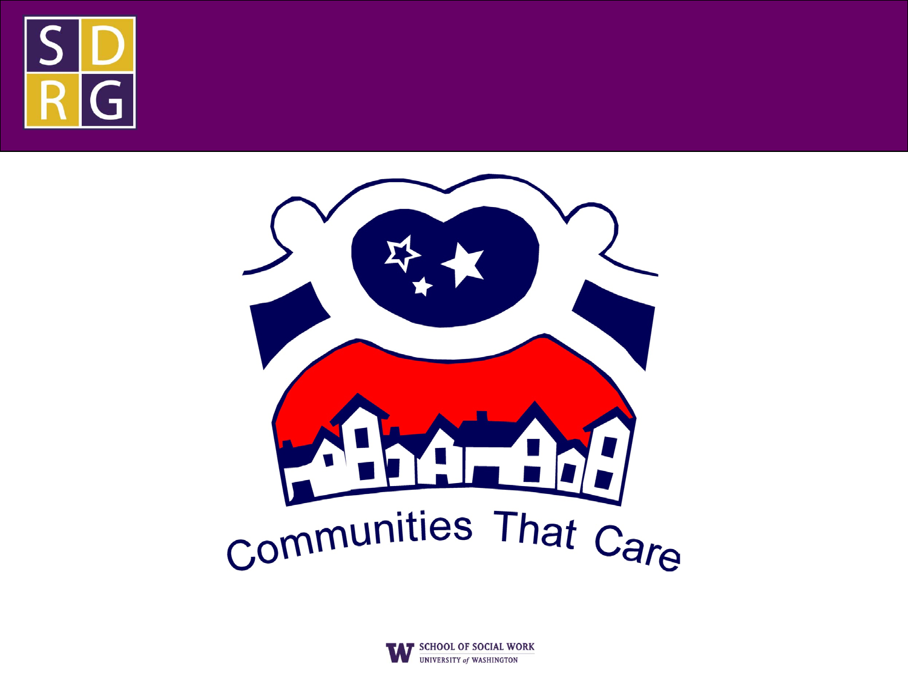Communities That Care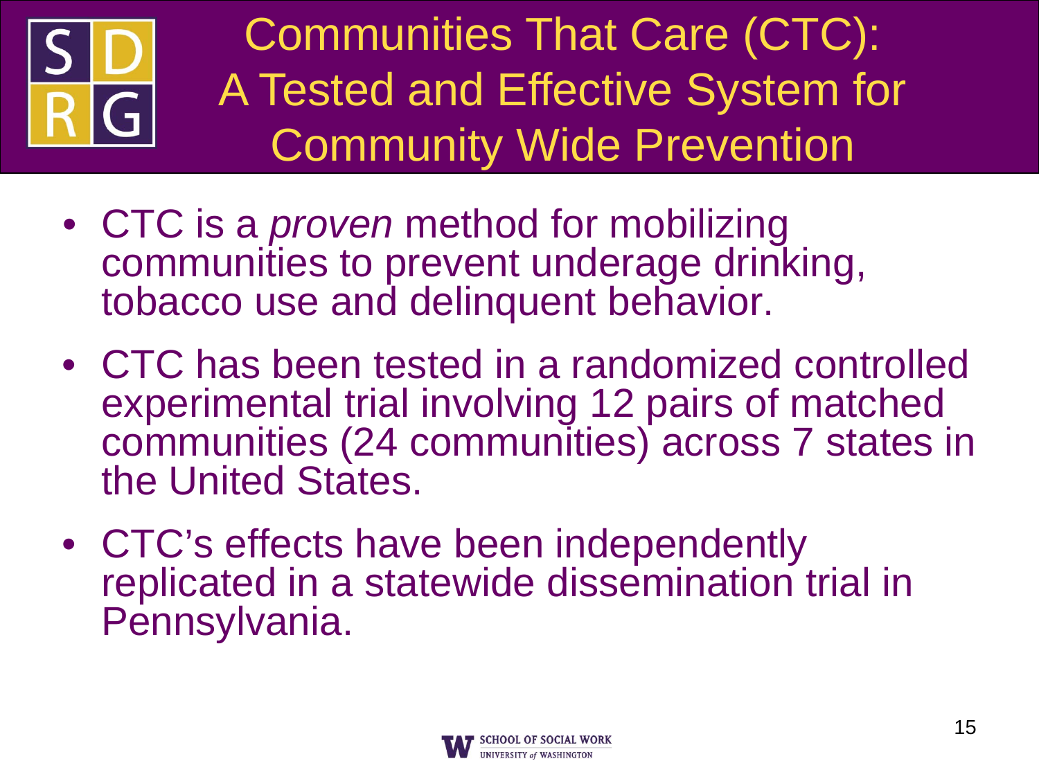# Communities That Care (CTC): A Tested and Effective System for Community Wide Prevention

- CTC is a *proven* method for mobilizing communities to prevent underage drinking, tobacco use and delinquent behavior.
- CTC has been tested in a randomized controlled experimental trial involving 12 pairs of matched communities (24 communities) across 7 states in the United States.
- CTC's effects have been independently replicated in a statewide dissemination trial in Pennsylvania.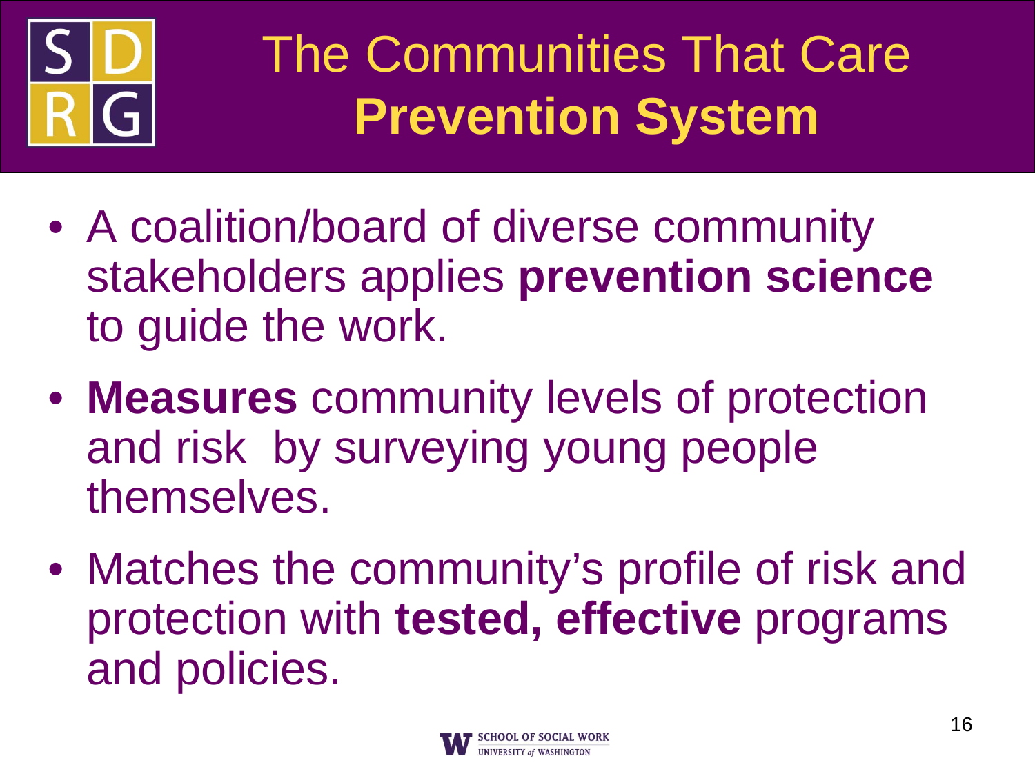# The Communities That Care **Prevention System**

- A coalition/board of diverse community stakeholders applies **prevention science** to guide the work.
- **Measures** community levels of protection and risk by surveying young people themselves.
- Matches the community's profile of risk and protection with **tested, effective** programs and policies.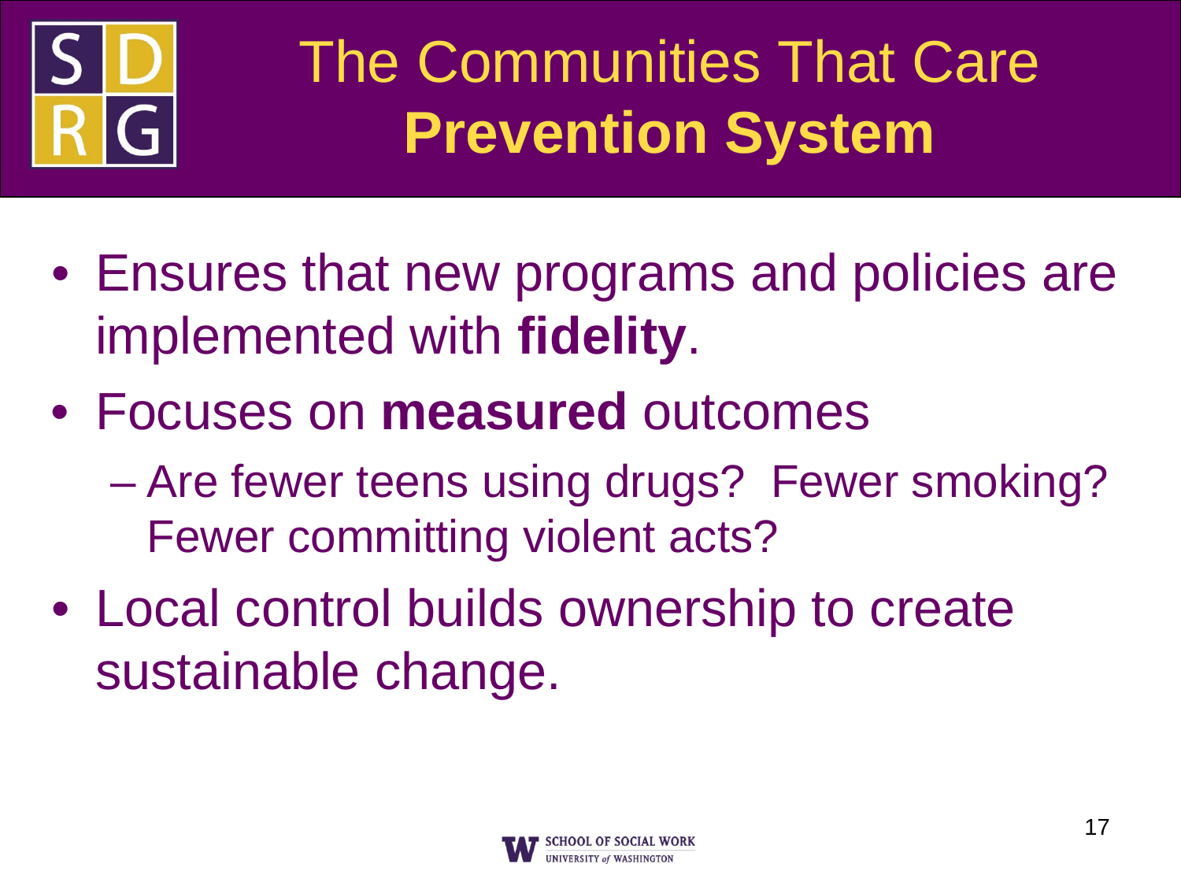# The Communities That Care **Prevention System**

- Ensures that new programs and policies are implemented with **fidelity**.
- Focuses on **measured** outcomes
  - Are fewer teens using drugs? Fewer smoking? Fewer committing violent acts?
- Local control builds ownership to create sustainable change.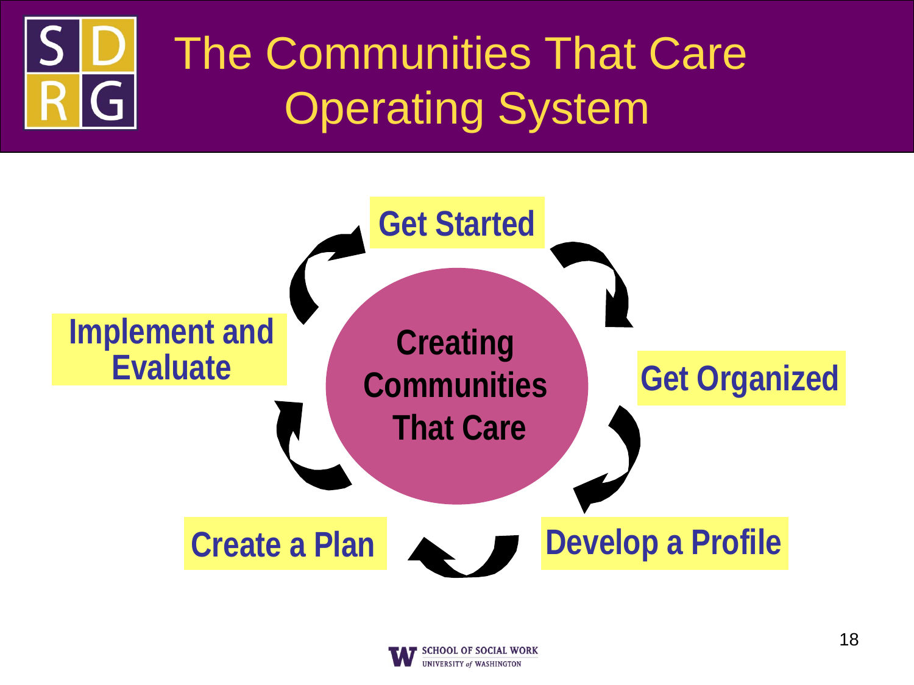# The Communities That Care Operating System

**Creating Communities That Care**

- **Get Started**
- **Get Organized**
- **Develop a Profile**
- **Create a Plan**
- **Implement and Evaluate**

SCHOOL OF SOCIAL WORK
UNIVERSITY of WASHINGTON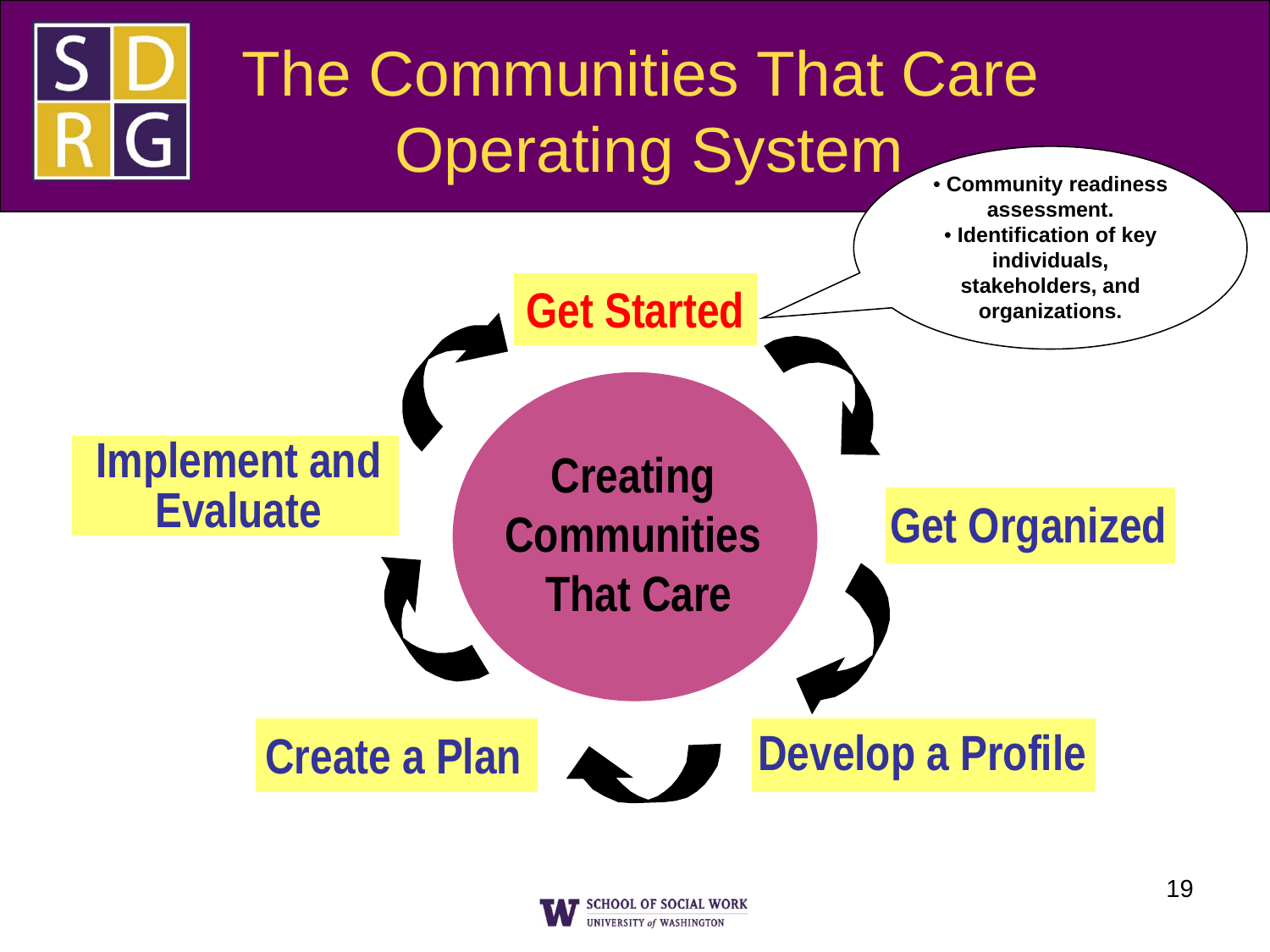# The Communities That Care Operating System

**Creating Communities That Care**

- **Get Started**
  - Community readiness assessment.
  - Identification of key individuals, stakeholders, and organizations.
- **Get Organized**
- **Develop a Profile**
- **Create a Plan**
- **Implement and Evaluate**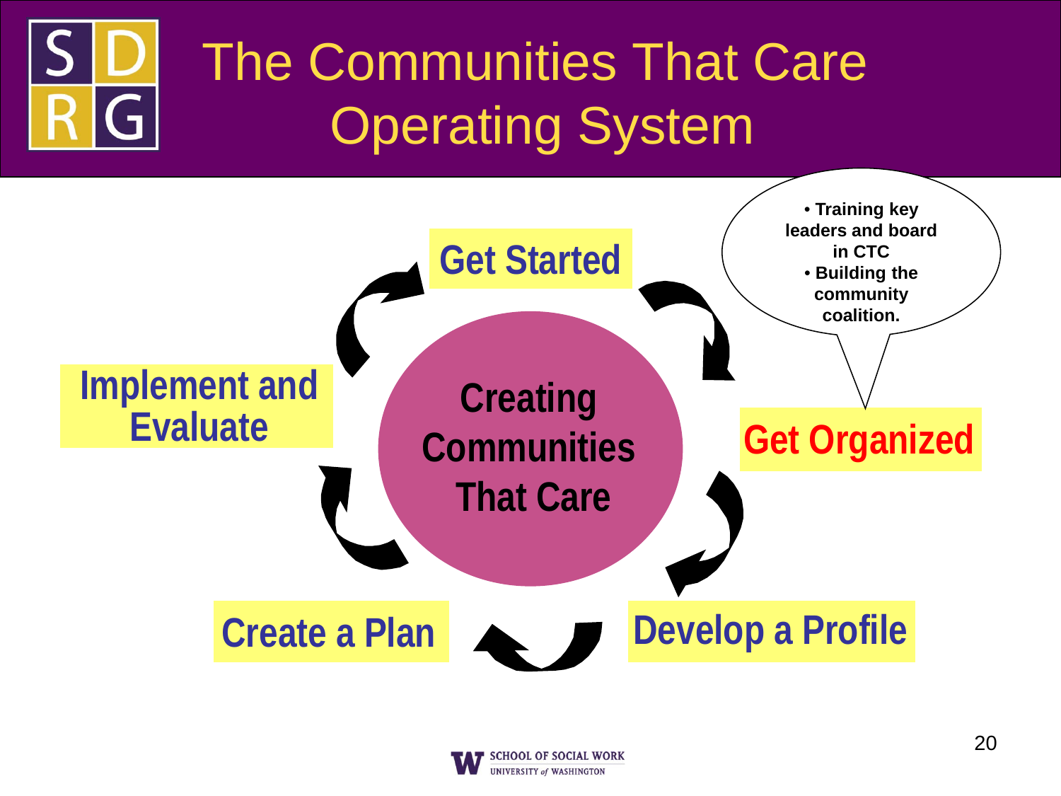# The Communities That Care Operating System

- Get Started
- Get Organized
  - Training key leaders and board in CTC
  - Building the community coalition.
- Develop a Profile
- Create a Plan
- Implement and Evaluate

Creating Communities That Care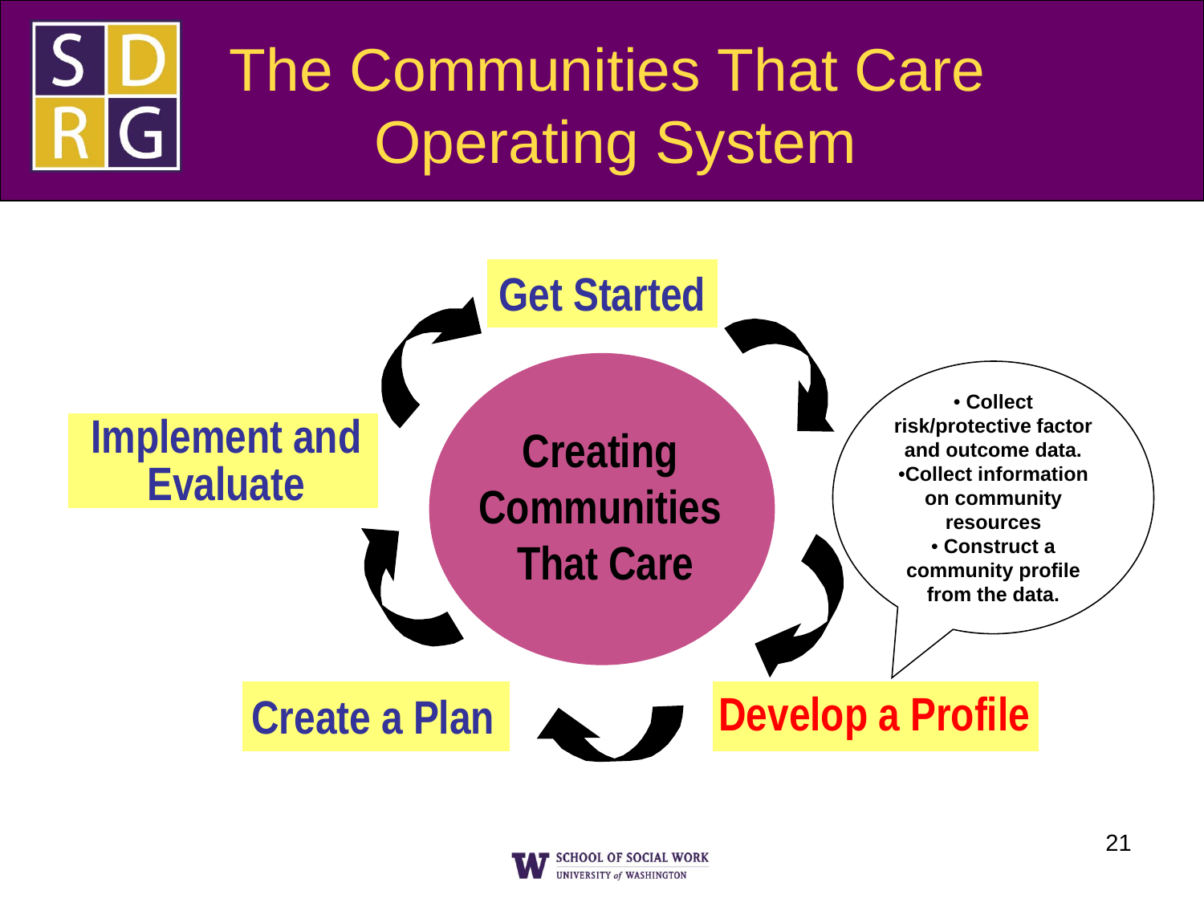# The Communities That Care Operating System

**Creating Communities That Care**

- **Get Started**
- **Develop a Profile**
- **Create a Plan**
- **Implement and Evaluate**

**Develop a Profile:**

- Collect risk/protective factor and outcome data.
- Collect information on community resources
- Construct a community profile from the data.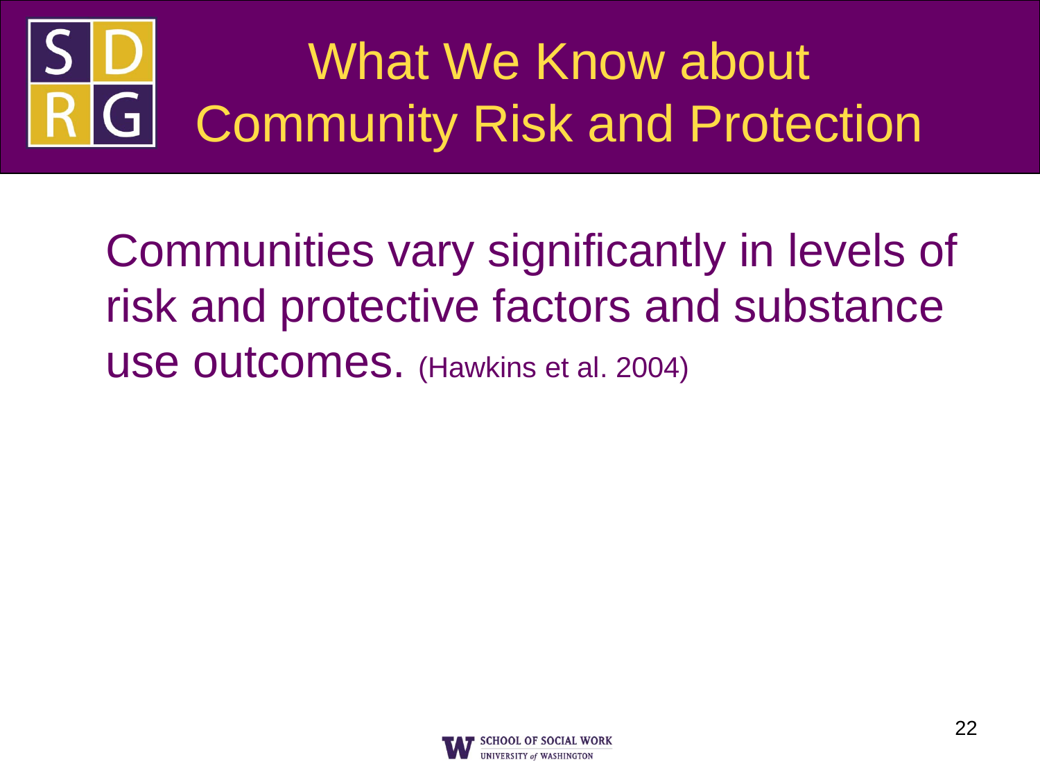# What We Know about Community Risk and Protection

Communities vary significantly in levels of risk and protective factors and substance use outcomes. (Hawkins et al. 2004)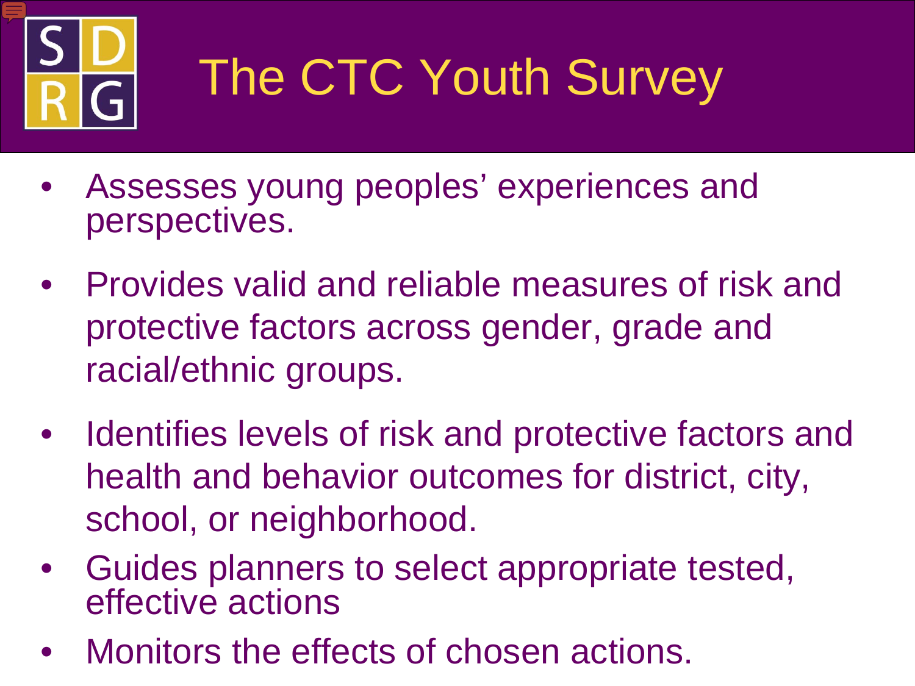# The CTC Youth Survey

- Assesses young peoples' experiences and perspectives.
- Provides valid and reliable measures of risk and protective factors across gender, grade and racial/ethnic groups.
- Identifies levels of risk and protective factors and health and behavior outcomes for district, city, school, or neighborhood.
- Guides planners to select appropriate tested, effective actions
- Monitors the effects of chosen actions.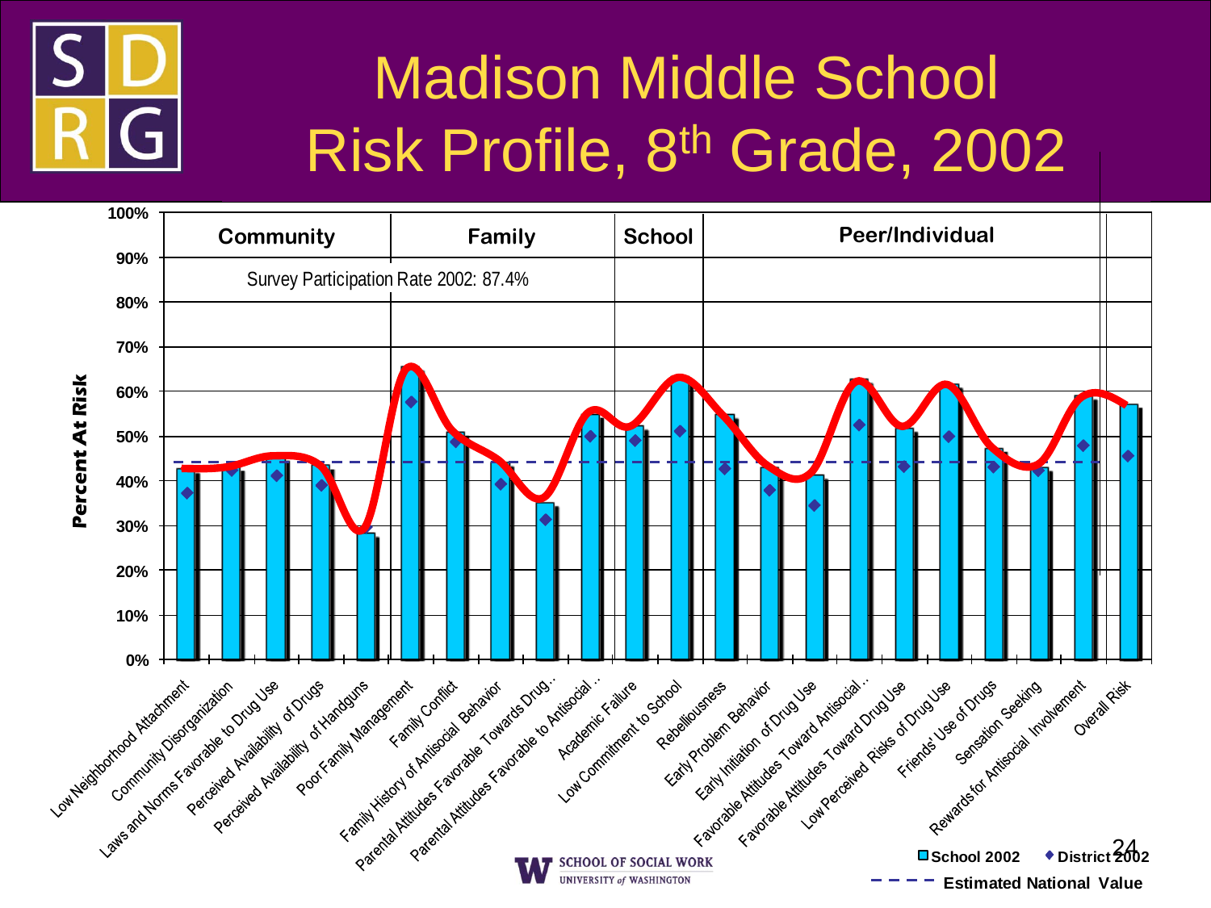# Madison Middle School Risk Profile, 8th Grade, 2002

Percent At Risk

Survey Participation Rate 2002: 87.4%

| Domain | Risk Factor |
|---|---|
| Community | Low Neighborhood Attachment |
| Community | Community Disorganization |
| Community | Laws and Norms Favorable to Drug Use |
| Community | Perceived Availability of Drugs |
| Community | Perceived Availability of Handguns |
| Family | Poor Family Management |
| Family | Family Conflict |
| Family | Family History of Antisocial Behavior |
| Family | Parental Attitudes Favorable Towards Drug... |
| Family | Parental Attitudes Favorable to Antisocial ... |
| School | Academic Failure |
| School | Low Commitment to School |
| Peer/Individual | Rebelliousness |
| Peer/Individual | Early Problem Behavior |
| Peer/Individual | Early Initiation of Drug Use |
| Peer/Individual | Favorable Attitudes Toward Antisocial... |
| Peer/Individual | Favorable Attitudes Toward Drug Use |
| Peer/Individual | Low Perceived Risks of Drug Use |
| Peer/Individual | Friends' Use of Drugs |
| Peer/Individual | Sensation Seeking |
| Peer/Individual | Rewards for Antisocial Involvement |
| | Overall Risk |

School 2002 ◆ District 2002 - - - Estimated National Value

SCHOOL OF SOCIAL WORK
UNIVERSITY of WASHINGTON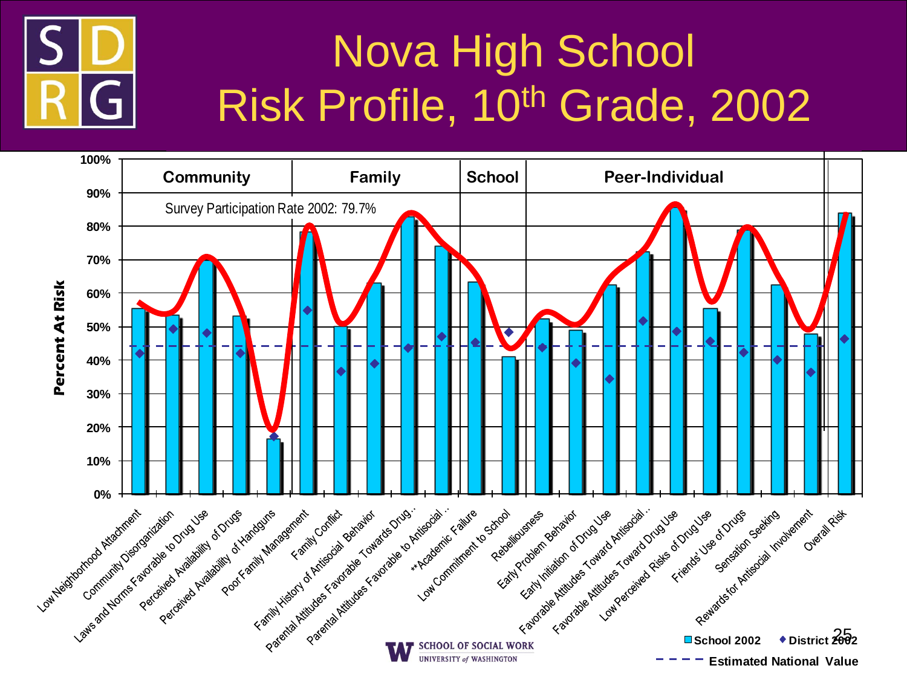# Nova High School Risk Profile, 10th Grade, 2002

Survey Participation Rate 2002: 79.7%

| Domain | Risk Factor | School 2002 (approx.) | District 2002 (approx.) |
|---|---|---|---|
| Community | Low Neighborhood Attachment | 55% | 42% |
| Community | Community Disorganization | 53% | 49% |
| Community | Laws and Norms Favorable to Drug Use | 70% | 48% |
| Community | Perceived Availability of Drugs | 53% | 42% |
| Community | Perceived Availability of Handguns | 16% | 17% |
| Family | Poor Family Management | 78% | 55% |
| Family | Family Conflict | 50% | 37% |
| Family | Family History of Antisocial Behavior | 63% | 39% |
| Family | Parental Attitudes Favorable Towards Drug... | 83% | 44% |
| Family | Parental Attitudes Favorable to Antisocial... | 74% | 47% |
| School | **Academic Failure | 63% | 45% |
| School | Low Commitment to School | 41% | 48% |
| Peer-Individual | Rebelliousness | 52% | 44% |
| Peer-Individual | Early Problem Behavior | 49% | 39% |
| Peer-Individual | Early Initiation of Drug Use | 62% | 34% |
| Peer-Individual | Favorable Attitudes Toward Antisocial... | 72% | 52% |
| Peer-Individual | Favorable Attitudes Toward Drug Use | 85% | 49% |
| Peer-Individual | Low Perceived Risks of Drug Use | 55% | 46% |
| Peer-Individual | Friends' Use of Drugs | 79% | 42% |
| Peer-Individual | Sensation Seeking | 62% | 40% |
| Peer-Individual | Rewards for Antisocial Involvement | 48% | 36% |
| | Overall Risk | 84% | 46% |

Percent At Risk (0%–100%)

School 2002 ◆ District 2002 - - - Estimated National Value

SCHOOL OF SOCIAL WORK UNIVERSITY of WASHINGTON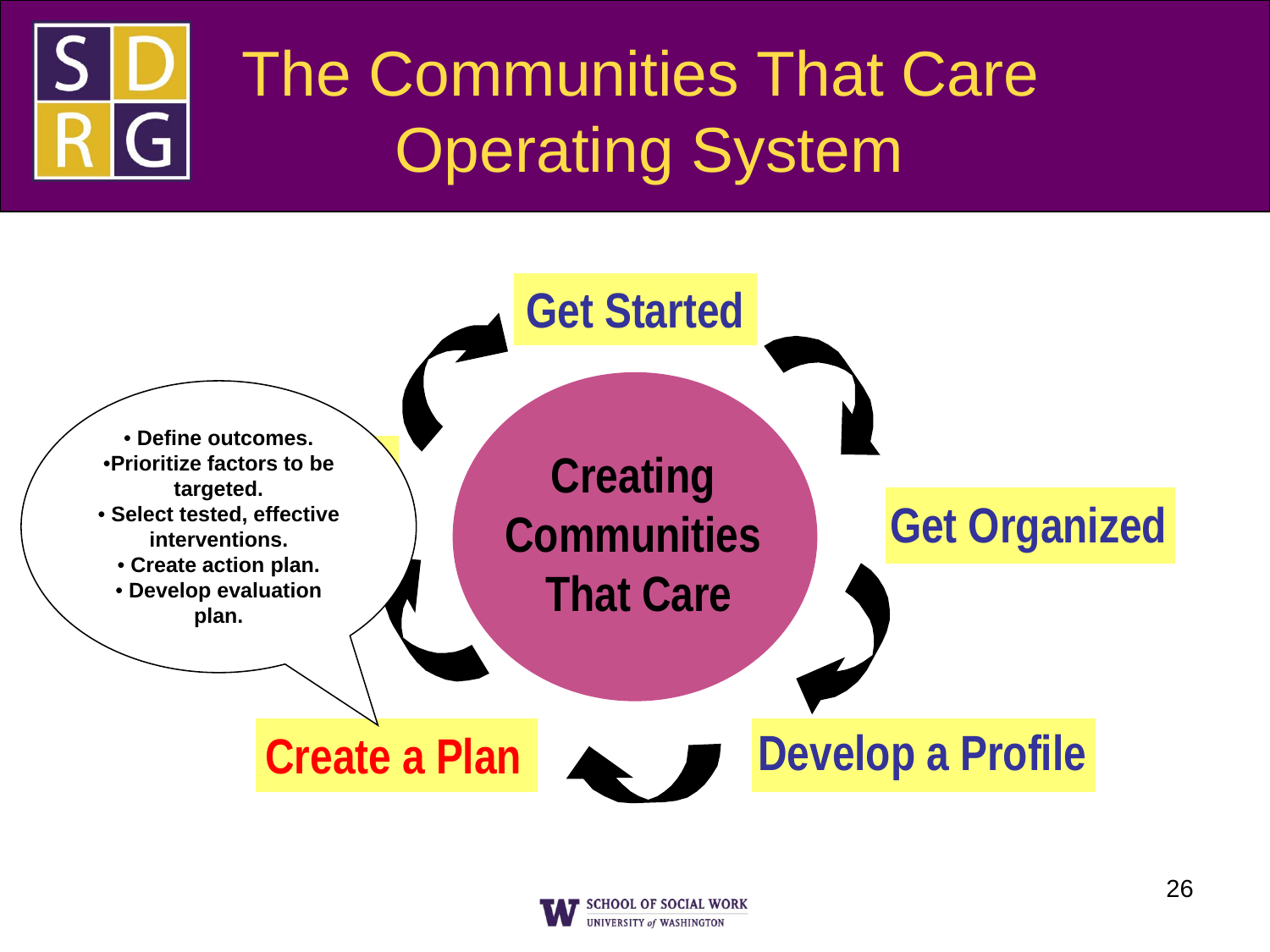# The Communities That Care Operating System

**Get Started**

**Get Organized**

**Develop a Profile**

**Create a Plan**

**Creating Communities That Care**

- **Define outcomes.**
- **Prioritize factors to be targeted.**
- **Select tested, effective interventions.**
- **Create action plan.**
- **Develop evaluation plan.**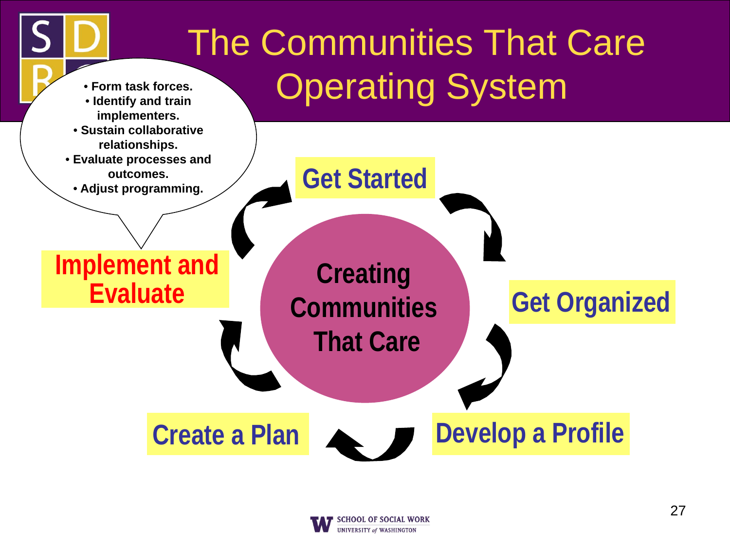# The Communities That Care Operating System

- Form task forces.
- Identify and train implementers.
- Sustain collaborative relationships.
- Evaluate processes and outcomes.
- Adjust programming.

**Get Started**

**Get Organized**

**Develop a Profile**

**Create a Plan**

**Implement and Evaluate**

**Creating Communities That Care**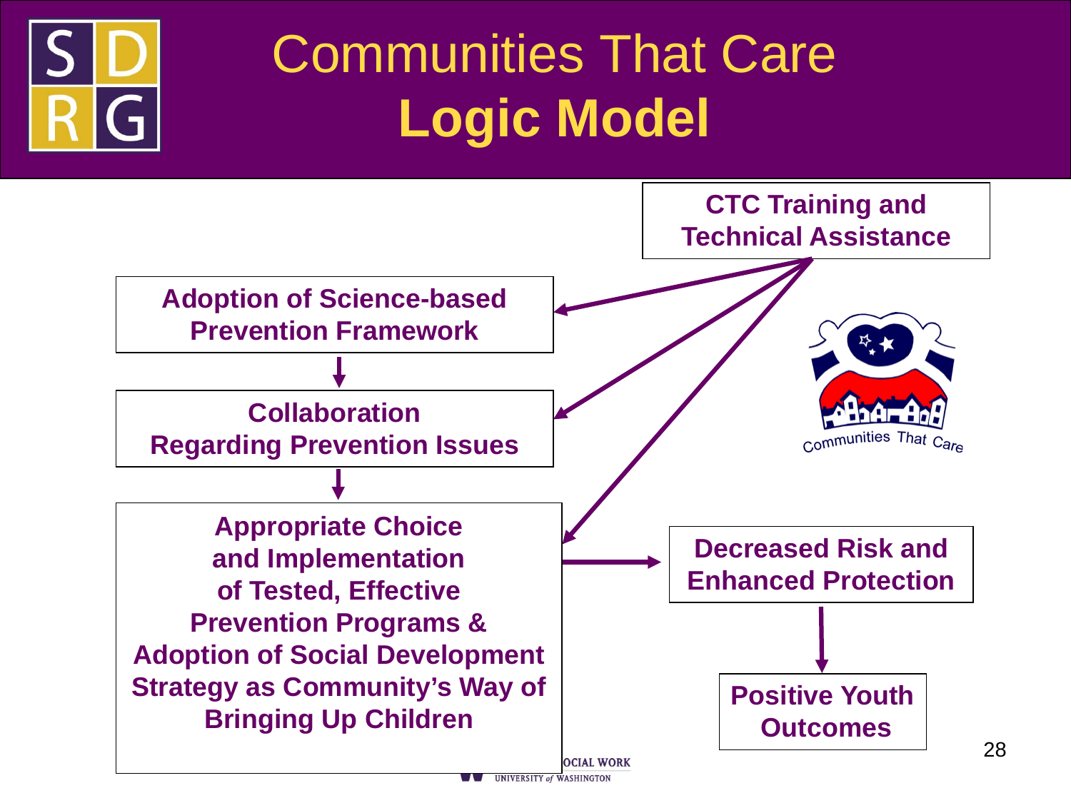# Communities That Care **Logic Model**

**CTC Training and Technical Assistance**

**Adoption of Science-based Prevention Framework**

**Collaboration Regarding Prevention Issues**

**Appropriate Choice and Implementation of Tested, Effective Prevention Programs & Adoption of Social Development Strategy as Community's Way of Bringing Up Children**

**Decreased Risk and Enhanced Protection**

**Positive Youth Outcomes**

Communities That Care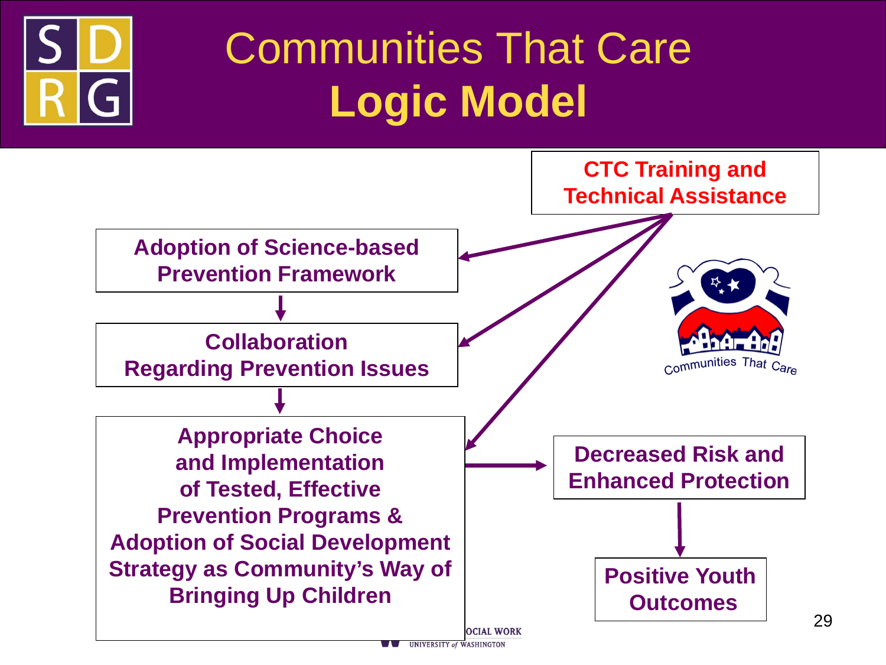# Communities That Care
# Logic Model

**CTC Training and Technical Assistance**

**Adoption of Science-based Prevention Framework**

**Collaboration Regarding Prevention Issues**

**Appropriate Choice and Implementation of Tested, Effective Prevention Programs & Adoption of Social Development Strategy as Community's Way of Bringing Up Children**

**Decreased Risk and Enhanced Protection**

**Positive Youth Outcomes**

Communities That Care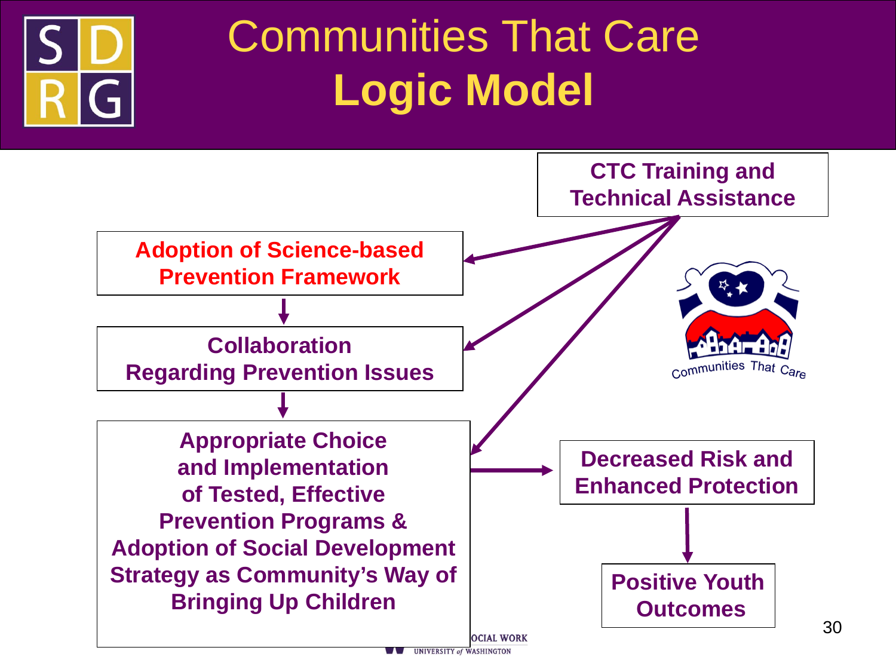# Communities That Care **Logic Model**

**CTC Training and Technical Assistance**

**Adoption of Science-based Prevention Framework**

**Collaboration Regarding Prevention Issues**

**Appropriate Choice and Implementation of Tested, Effective Prevention Programs & Adoption of Social Development Strategy as Community's Way of Bringing Up Children**

**Decreased Risk and Enhanced Protection**

**Positive Youth Outcomes**

Communities That Care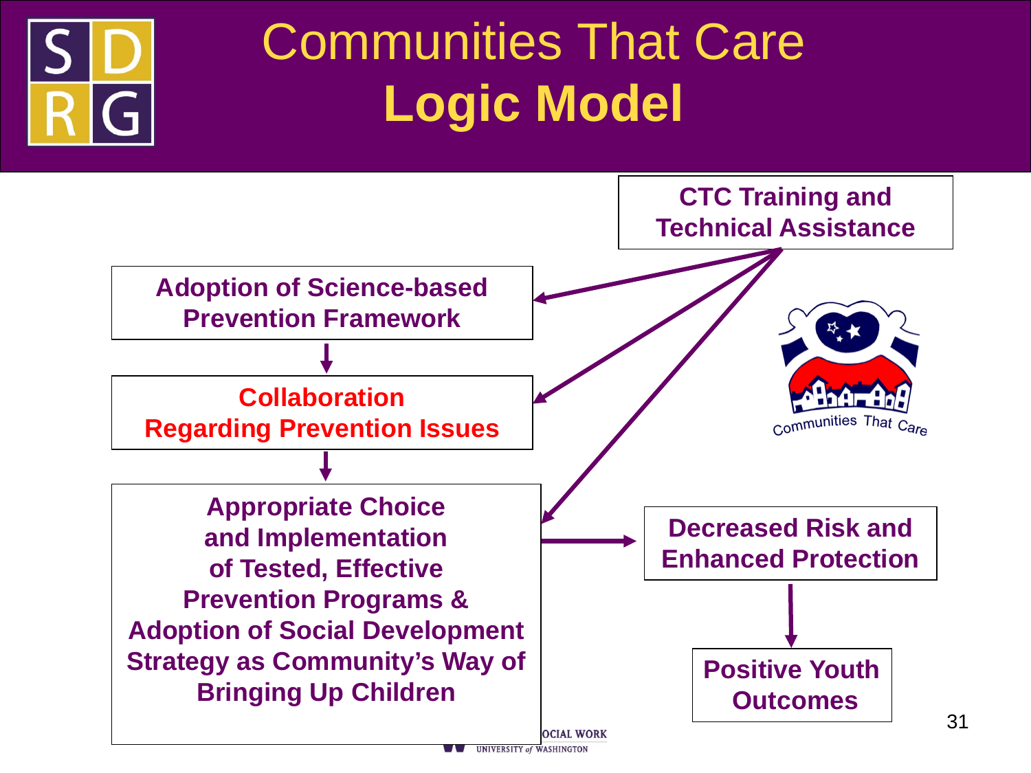# Communities That Care
# **Logic Model**

**CTC Training and Technical Assistance**

**Adoption of Science-based Prevention Framework**

**Collaboration Regarding Prevention Issues**

**Appropriate Choice and Implementation of Tested, Effective Prevention Programs & Adoption of Social Development Strategy as Community's Way of Bringing Up Children**

**Decreased Risk and Enhanced Protection**

**Positive Youth Outcomes**

Communities That Care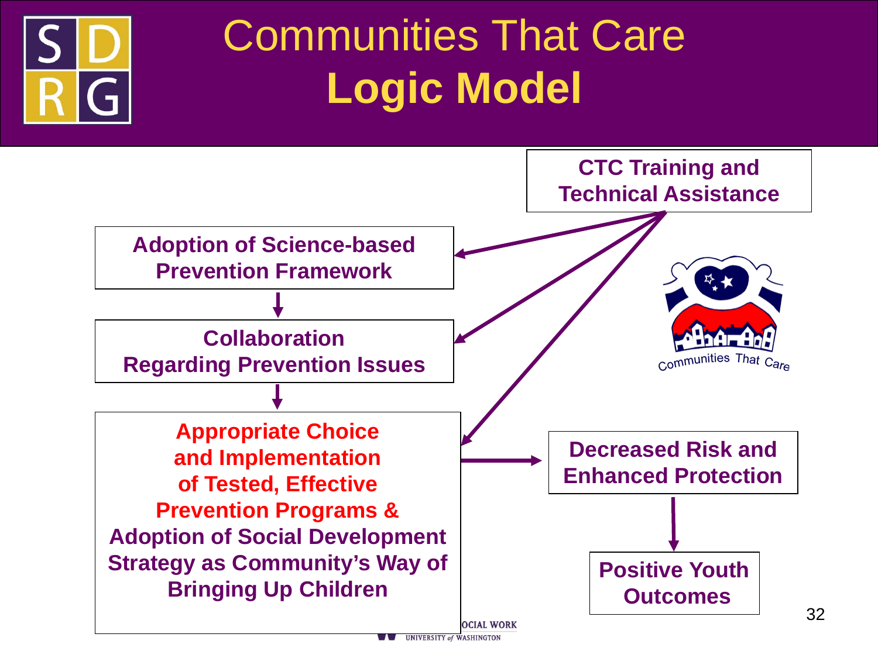# Communities That Care
# **Logic Model**

**CTC Training and Technical Assistance**

**Adoption of Science-based Prevention Framework**

↓

**Collaboration Regarding Prevention Issues**

↓

**Appropriate Choice and Implementation of Tested, Effective Prevention Programs & Adoption of Social Development Strategy as Community's Way of Bringing Up Children**

→

**Decreased Risk and Enhanced Protection**

↓

**Positive Youth Outcomes**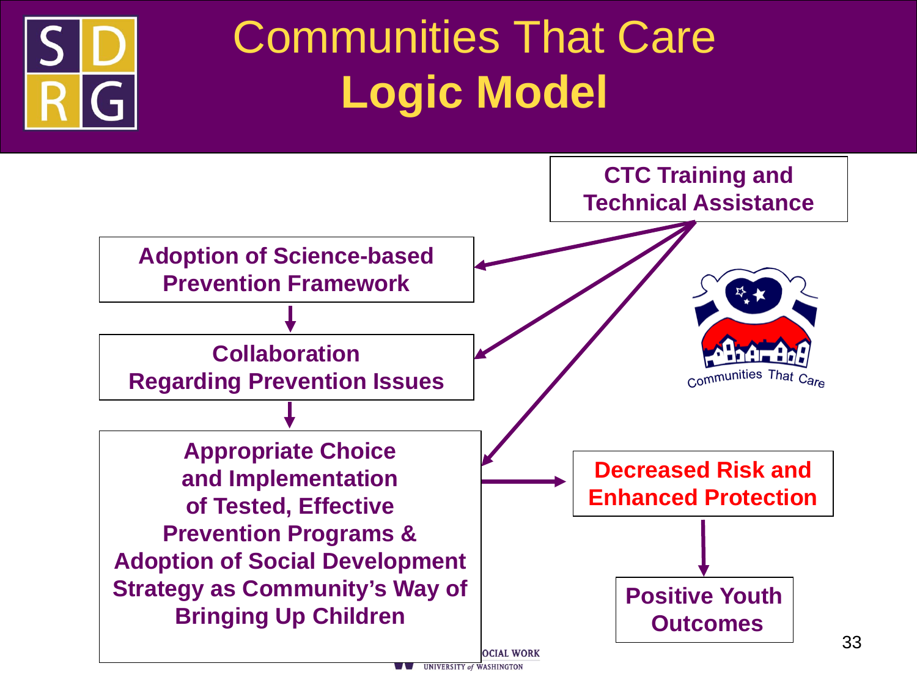# Communities That Care **Logic Model**

**CTC Training and Technical Assistance**

**Adoption of Science-based Prevention Framework**

↓

**Collaboration Regarding Prevention Issues**

↓

**Appropriate Choice and Implementation of Tested, Effective Prevention Programs & Adoption of Social Development Strategy as Community's Way of Bringing Up Children**

→

**Decreased Risk and Enhanced Protection**

↓

**Positive Youth Outcomes**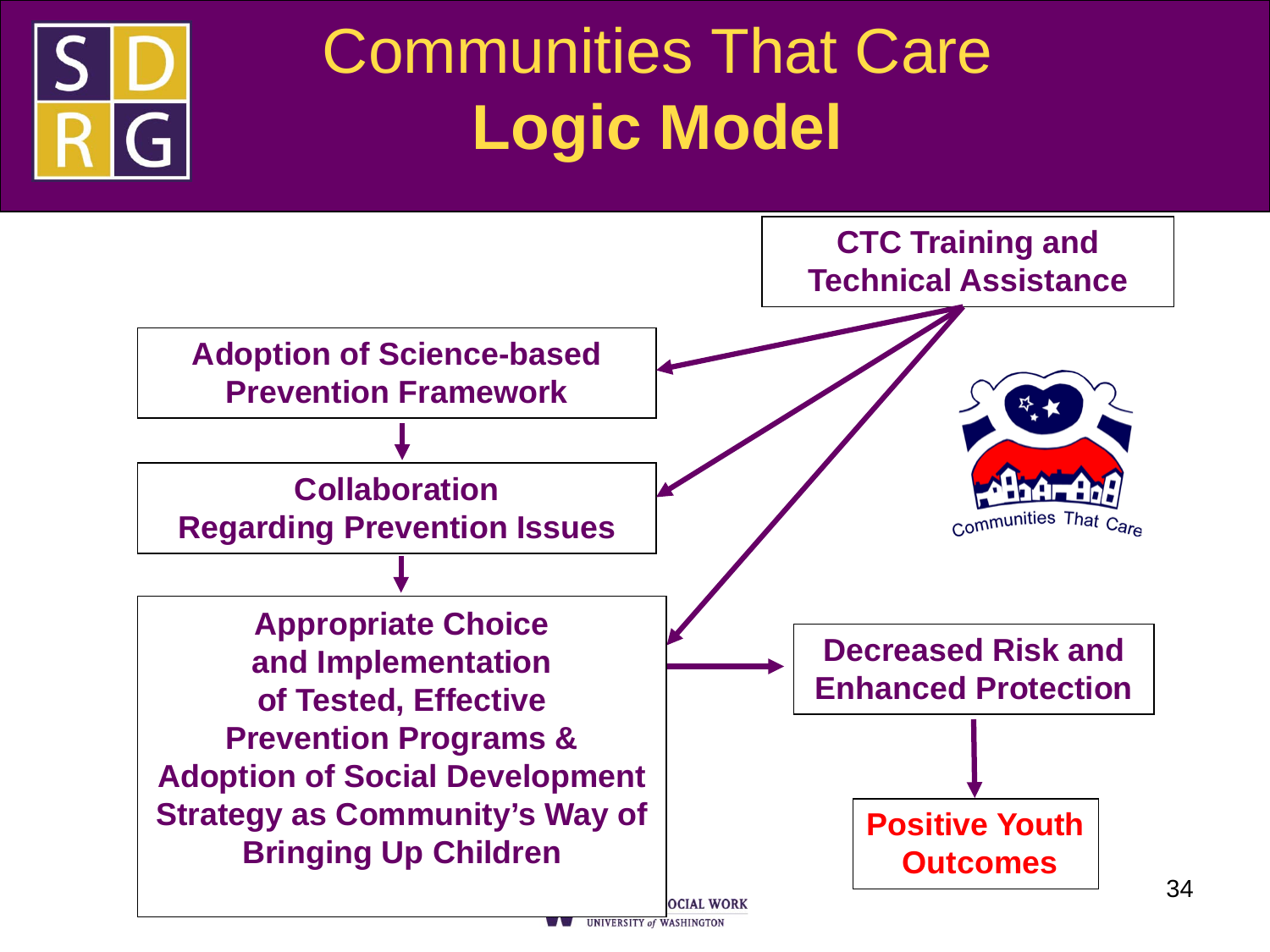# Communities That Care
# **Logic Model**

**CTC Training and Technical Assistance**

**Adoption of Science-based Prevention Framework**

**Collaboration Regarding Prevention Issues**

**Appropriate Choice and Implementation of Tested, Effective Prevention Programs & Adoption of Social Development Strategy as Community's Way of Bringing Up Children**

**Decreased Risk and Enhanced Protection**

**Positive Youth Outcomes**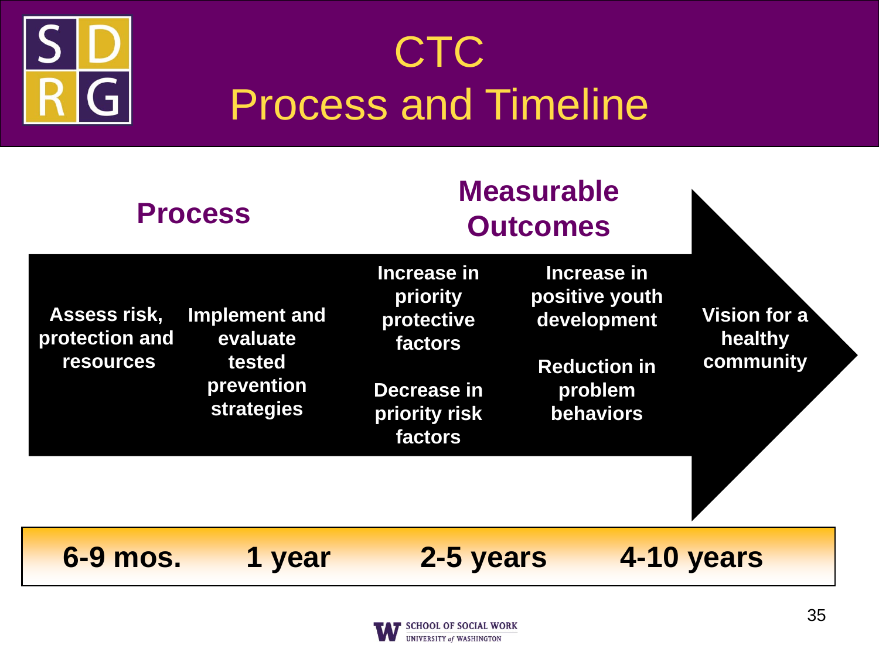# CTC Process and Timeline

| Process | | Measurable Outcomes | | |
|---|---|---|---|---|
| Assess risk, protection and resources | Implement and evaluate tested prevention strategies | Increase in priority protective factors<br><br>Decrease in priority risk factors | Increase in positive youth development<br><br>Reduction in problem behaviors | Vision for a healthy community |
| 6-9 mos. | 1 year | 2-5 years | 4-10 years | |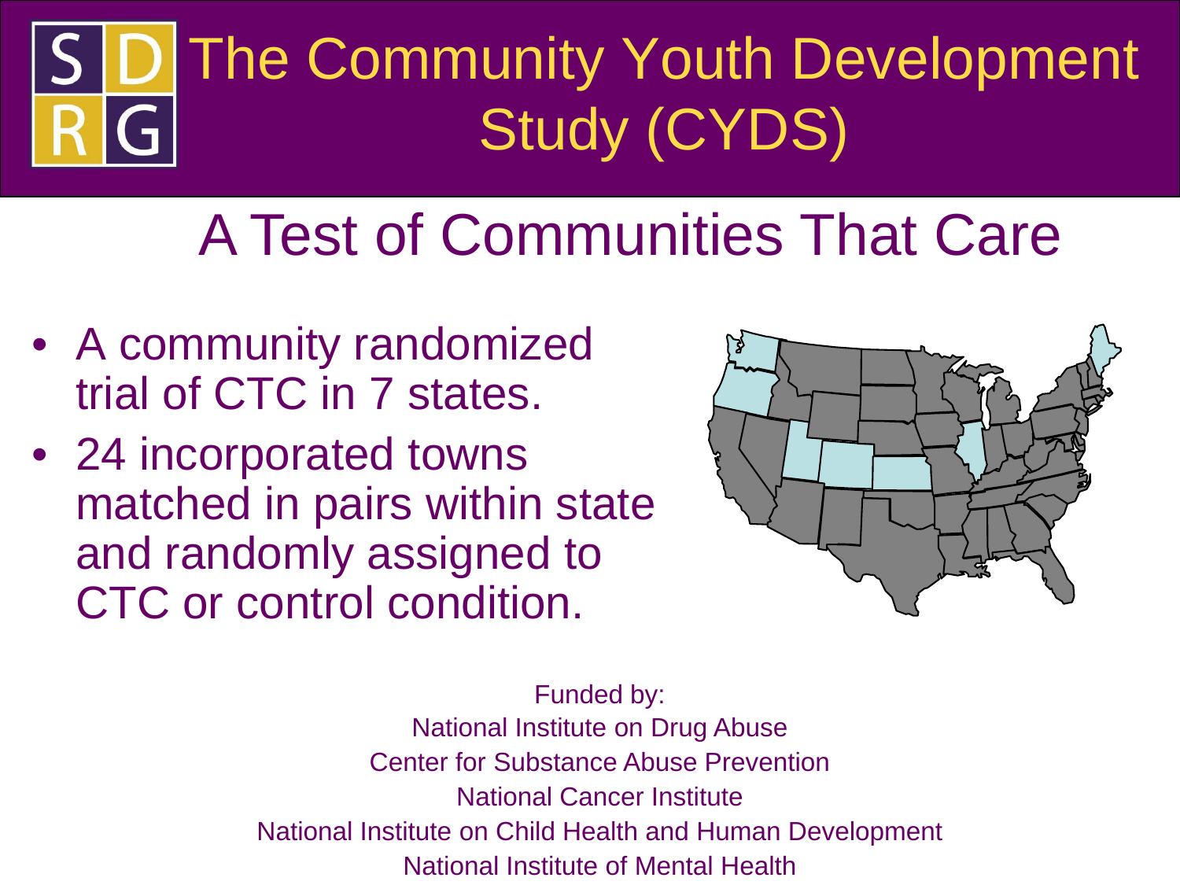# The Community Youth Development Study (CYDS)

## A Test of Communities That Care

- A community randomized trial of CTC in 7 states.
- 24 incorporated towns matched in pairs within state and randomly assigned to CTC or control condition.

Funded by:
National Institute on Drug Abuse
Center for Substance Abuse Prevention
National Cancer Institute
National Institute on Child Health and Human Development
National Institute of Mental Health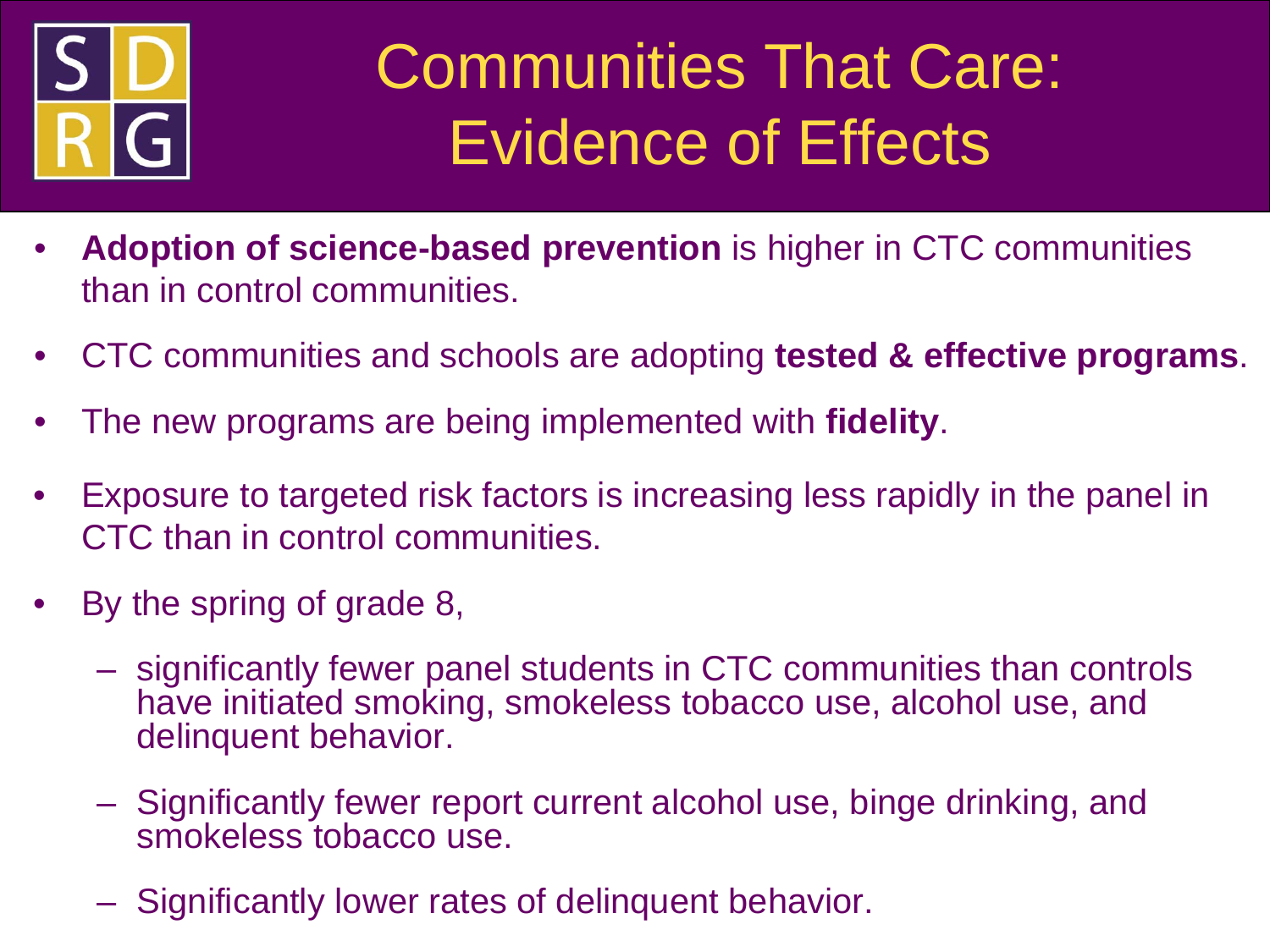# Communities That Care: Evidence of Effects

- **Adoption of science-based prevention** is higher in CTC communities than in control communities.
- CTC communities and schools are adopting **tested & effective programs**.
- The new programs are being implemented with **fidelity**.
- Exposure to targeted risk factors is increasing less rapidly in the panel in CTC than in control communities.
- By the spring of grade 8,
  - significantly fewer panel students in CTC communities than controls have initiated smoking, smokeless tobacco use, alcohol use, and delinquent behavior.
  - Significantly fewer report current alcohol use, binge drinking, and smokeless tobacco use.
  - Significantly lower rates of delinquent behavior.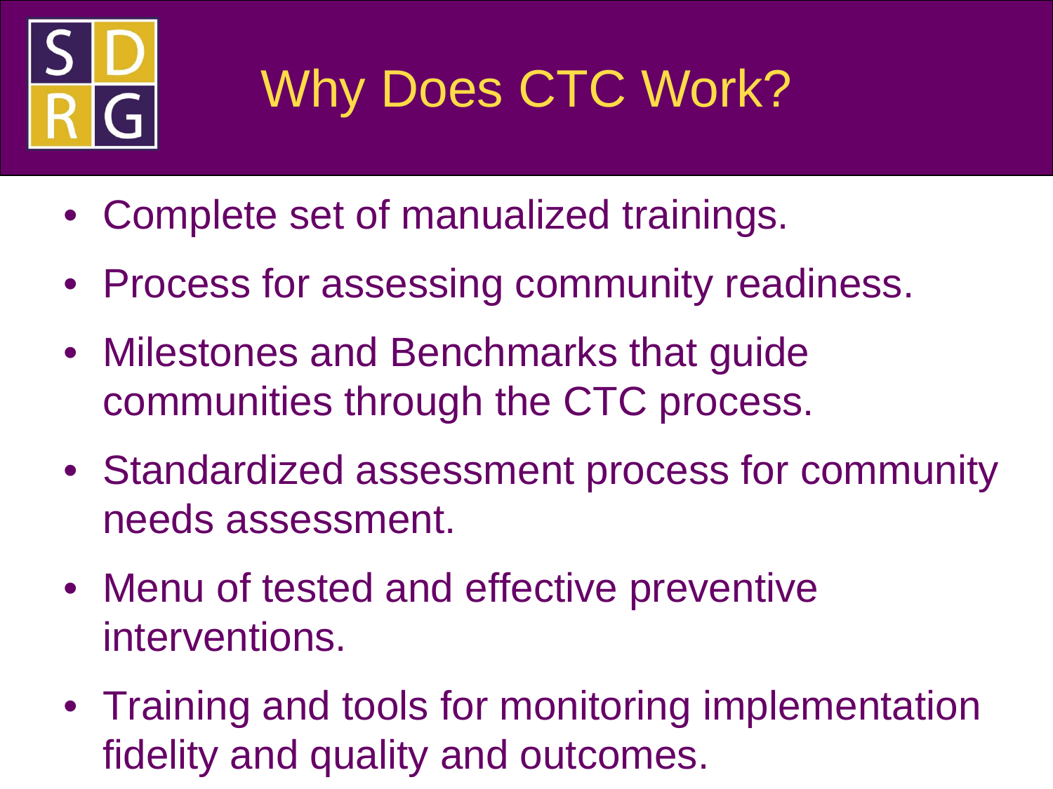# Why Does CTC Work?

- Complete set of manualized trainings.
- Process for assessing community readiness.
- Milestones and Benchmarks that guide communities through the CTC process.
- Standardized assessment process for community needs assessment.
- Menu of tested and effective preventive interventions.
- Training and tools for monitoring implementation fidelity and quality and outcomes.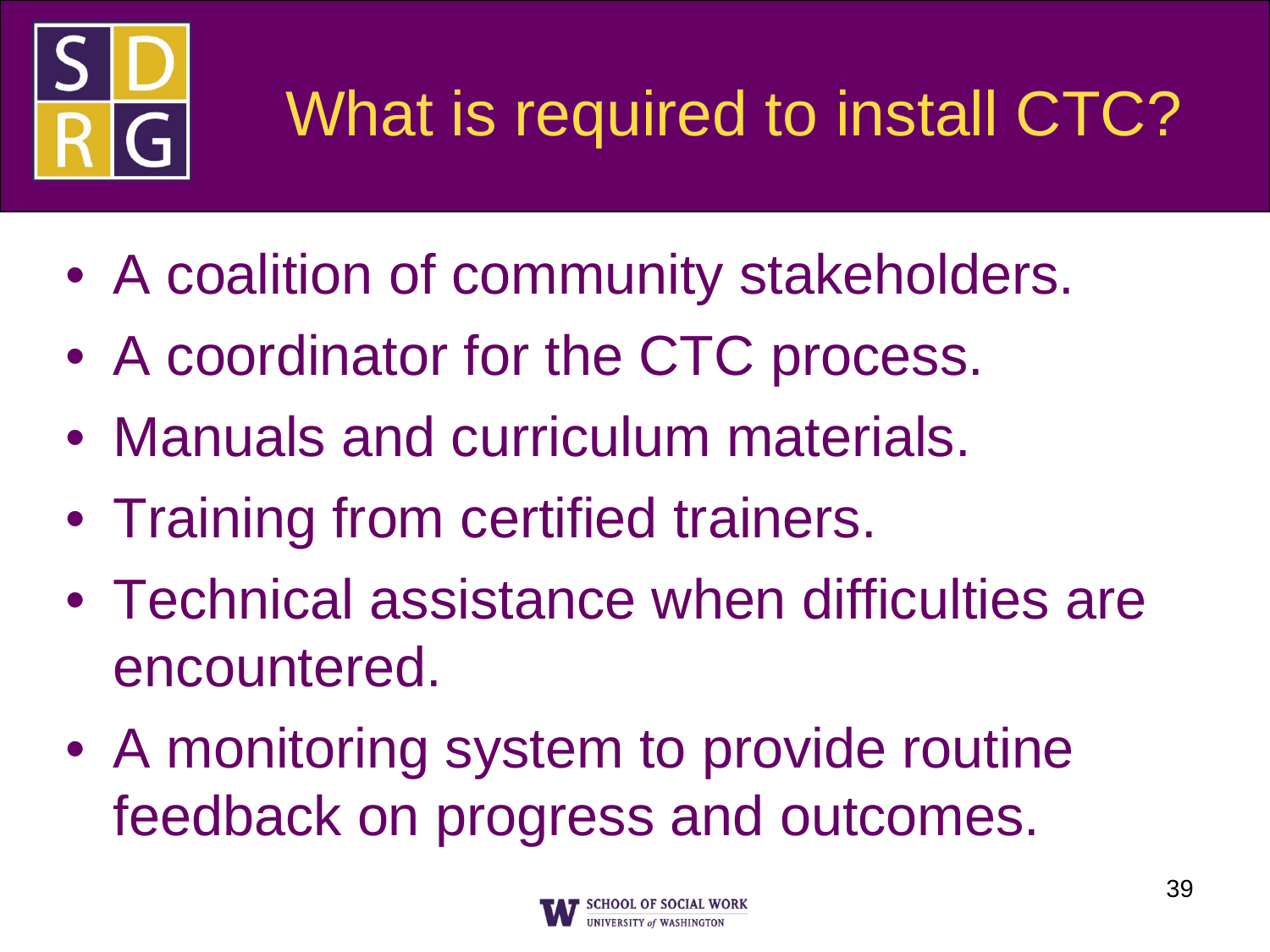# What is required to install CTC?

- A coalition of community stakeholders.
- A coordinator for the CTC process.
- Manuals and curriculum materials.
- Training from certified trainers.
- Technical assistance when difficulties are encountered.
- A monitoring system to provide routine feedback on progress and outcomes.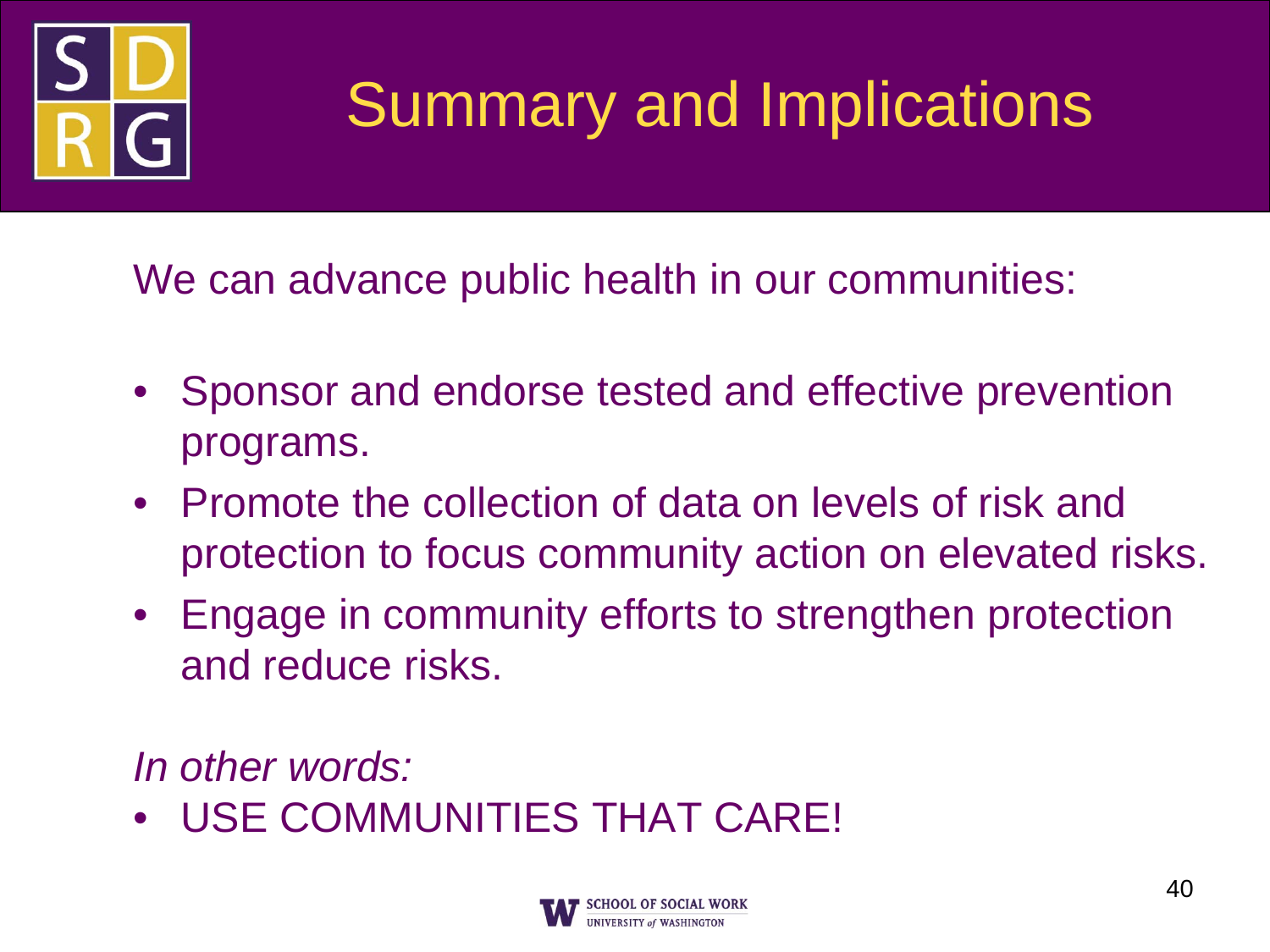# Summary and Implications

We can advance public health in our communities:

- Sponsor and endorse tested and effective prevention programs.
- Promote the collection of data on levels of risk and protection to focus community action on elevated risks.
- Engage in community efforts to strengthen protection and reduce risks.

*In other words:*

- USE COMMUNITIES THAT CARE!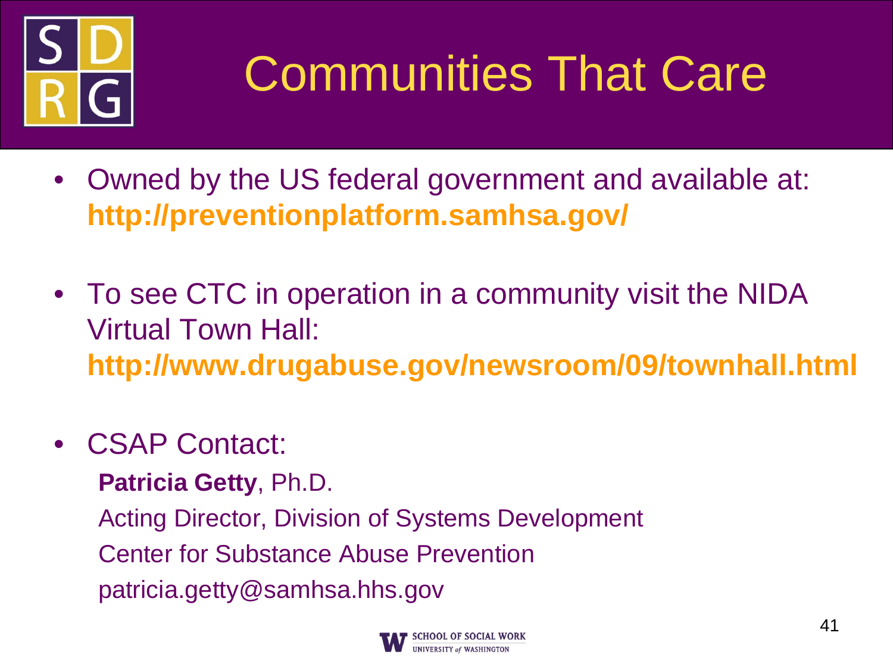# Communities That Care

- Owned by the US federal government and available at: **http://preventionplatform.samhsa.gov/**
- To see CTC in operation in a community visit the NIDA Virtual Town Hall: **http://www.drugabuse.gov/newsroom/09/townhall.html**
- CSAP Contact:

  **Patricia Getty**, Ph.D.

  Acting Director, Division of Systems Development

  Center for Substance Abuse Prevention

  patricia.getty@samhsa.hhs.gov